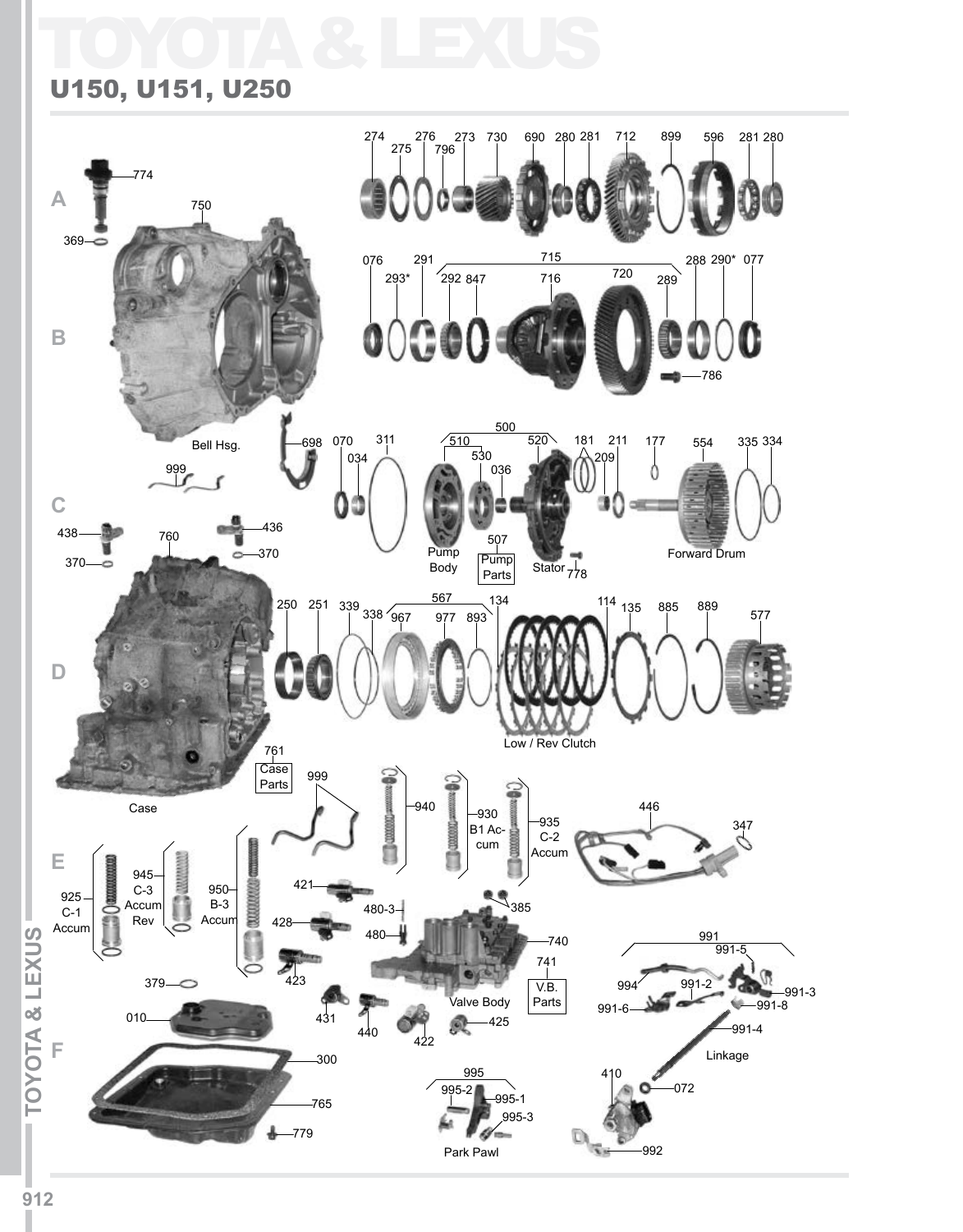# TOYOTA & LEXUS

## U150, U151, U250

A

774

369

750

274 275 276 796 273 730 690 280 281 712 899 596 281 280

B

076 293* 291 292 847 715 716 720 289 288 290* 077

786

Bell Hsg.

698

999

C

070 034 311 500 510 530 036 520 181 209 211 177 554 335 334

438 760 436

370 370

Pump Body

507 Pump Parts

Stator 778

Forward Drum

D

250 251 339 338 567 967 977 893 134 114 135 885 889 577

Low / Rev Clutch

761 Case Parts

Case

E

999

940

930 B1 Accum

935 C-2 Accum

446

347

925 C-1 Accum

945 C-3 Accum Rev

950 B-3 Accum

421

428

423

480-3

480

385

740

741 V.B. Parts

Valve Body

991

991-5

994

991-2

991-3

991-6

991-8

991-4

Linkage

379

010

431

440

422

425

F

300

765

779

995

995-2

995-1

995-3

Park Pawl

410

072

992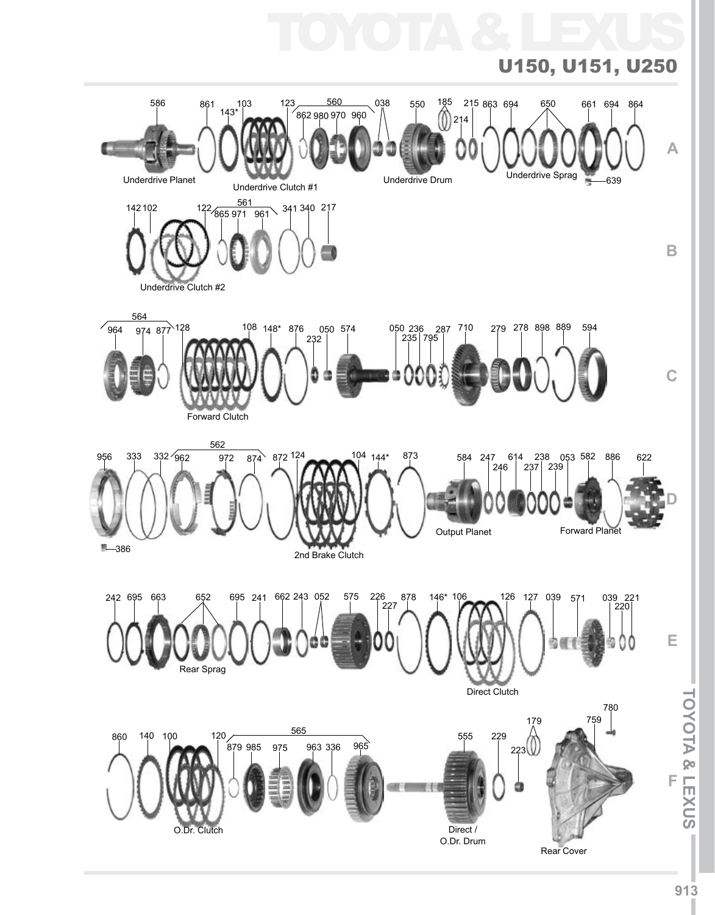# TOYOTA & LEXUS

## U150, U151, U250

**A**

586 Underdrive Planet · 861 · 143* · 103 · 123 Underdrive Clutch #1 · 560 (862, 980, 970, 960) · 038 · 550 Underdrive Drum · 185 · 214 · 215 · 863 · 694 · 650 Underdrive Sprag · 661 · 639 · 694 · 864

**B**

142 · 102 · 122 Underdrive Clutch #2 · 561 (865, 971, 961) · 341 · 340 · 217

**C**

564 (964, 974, 877) · 128 · 108 Forward Clutch · 148* · 876 · 232 · 050 · 574 · 050 · 236 · 235 · 795 · 287 · 710 · 279 · 278 · 898 · 889 · 594

**D**

956 · 386 · 333 · 332 · 562 (962, 972, 874) · 872 · 124 · 104 2nd Brake Clutch · 144* · 873 · 584 Output Planet · 247 · 246 · 614 · 238 · 237 · 239 · 053 · 582 Forward Planet · 886 · 622

**E**

242 · 695 · 663 · 652 Rear Sprag · 695 · 241 · 662 · 243 · 052 · 575 · 226 · 227 · 878 · 146* · 106 · 126 Direct Clutch · 127 · 039 · 571 · 039 · 220 · 221

**F**

860 · 140 · 100 · 120 O.Dr. Clutch · 565 (879, 985, 975, 963, 336, 965) · 555 Direct / O.Dr. Drum · 229 · 179 · 223 · 759 Rear Cover · 780

TOYOTA & LEXUS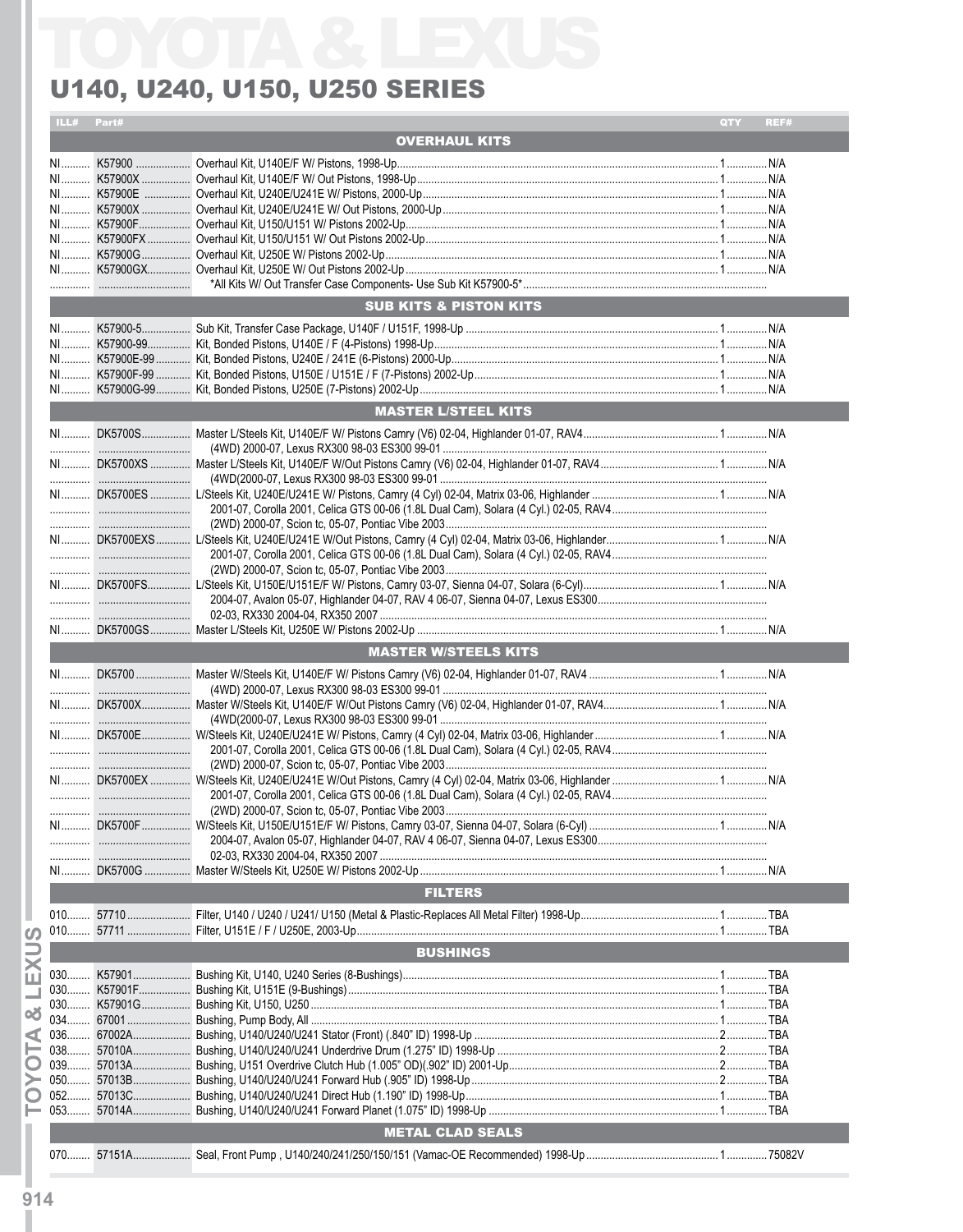# TOYOTA & LEXUS

## U140, U240, U150, U250 SERIES

| ILL# | Part# | | QTY | REF# |
|---|---|---|---|---|
| | | **OVERHAUL KITS** | | |
| NI | K57900 | Overhaul Kit, U140E/F W/ Pistons, 1998-Up | 1 | N/A |
| NI | K57900X | Overhaul Kit, U140E/F W/ Out Pistons, 1998-Up | 1 | N/A |
| NI | K57900E | Overhaul Kit, U240E/U241E W/ Pistons, 2000-Up | 1 | N/A |
| NI | K57900X | Overhaul Kit, U240E/U241E W/ Out Pistons, 2000-Up | 1 | N/A |
| NI | K57900F | Overhaul Kit, U150/U151 W/ Pistons 2002-Up | 1 | N/A |
| NI | K57900FX | Overhaul Kit, U150/U151 W/ Out Pistons 2002-Up | 1 | N/A |
| NI | K57900G | Overhaul Kit, U250E W/ Pistons 2002-Up | 1 | N/A |
| NI | K57900GX | Overhaul Kit, U250E W/ Out Pistons 2002-Up | 1 | N/A |
| | | *All Kits W/ Out Transfer Case Components- Use Sub Kit K57900-5* | | |
| | | **SUB KITS & PISTON KITS** | | |
| NI | K57900-5 | Sub Kit, Transfer Case Package, U140F / U151F, 1998-Up | 1 | N/A |
| NI | K57900-99 | Kit, Bonded Pistons, U140E / F (4-Pistons) 1998-Up | 1 | N/A |
| NI | K57900E-99 | Kit, Bonded Pistons, U240E / 241E (6-Pistons) 2000-Up | 1 | N/A |
| NI | K57900F-99 | Kit, Bonded Pistons, U150E / U151E / F (7-Pistons) 2002-Up | 1 | N/A |
| NI | K57900G-99 | Kit, Bonded Pistons, U250E (7-Pistons) 2002-Up | 1 | N/A |
| | | **MASTER L/STEEL KITS** | | |
| NI | DK5700S | Master L/Steels Kit, U140E/F W/ Pistons Camry (V6) 02-04, Highlander 01-07, RAV4 (4WD) 2000-07, Lexus RX300 98-03 ES300 99-01 | 1 | N/A |
| NI | DK5700XS | Master L/Steels Kit, U140E/F W/Out Pistons Camry (V6) 02-04, Highlander 01-07, RAV4 (4WD(2000-07, Lexus RX300 98-03 ES300 99-01 | 1 | N/A |
| NI | DK5700ES | L/Steels Kit, U240E/U241E W/ Pistons, Camry (4 Cyl) 02-04, Matrix 03-06, Highlander 2001-07, Corolla 2001, Celica GTS 00-06 (1.8L Dual Cam), Solara (4 Cyl.) 02-05, RAV4 (2WD) 2000-07, Scion tc, 05-07, Pontiac Vibe 2003 | 1 | N/A |
| NI | DK5700EXS | L/Steels Kit, U240E/U241E W/Out Pistons, Camry (4 Cyl) 02-04, Matrix 03-06, Highlander 2001-07, Corolla 2001, Celica GTS 00-06 (1.8L Dual Cam), Solara (4 Cyl.) 02-05, RAV4 (2WD) 2000-07, Scion tc, 05-07, Pontiac Vibe 2003 | 1 | N/A |
| NI | DK5700FS | L/Steels Kit, U150E/U151E/F W/ Pistons, Camry 03-07, Sienna 04-07, Solara (6-Cyl) 2004-07, Avalon 05-07, Highlander 04-07, RAV 4 06-07, Sienna 04-07, Lexus ES300 02-03, RX330 2004-04, RX350 2007 | 1 | N/A |
| NI | DK5700GS | Master L/Steels Kit, U250E W/ Pistons 2002-Up | 1 | N/A |
| | | **MASTER W/STEELS KITS** | | |
| NI | DK5700 | Master W/Steels Kit, U140E/F W/ Pistons Camry (V6) 02-04, Highlander 01-07, RAV4 (4WD) 2000-07, Lexus RX300 98-03 ES300 99-01 | 1 | N/A |
| NI | DK5700X | Master W/Steels Kit, U140E/F W/Out Pistons Camry (V6) 02-04, Highlander 01-07, RAV4 (4WD(2000-07, Lexus RX300 98-03 ES300 99-01 | 1 | N/A |
| NI | DK5700E | W/Steels Kit, U240E/U241E W/ Pistons, Camry (4 Cyl) 02-04, Matrix 03-06, Highlander 2001-07, Corolla 2001, Celica GTS 00-06 (1.8L Dual Cam), Solara (4 Cyl.) 02-05, RAV4 (2WD) 2000-07, Scion tc, 05-07, Pontiac Vibe 2003 | 1 | N/A |
| NI | DK5700EX | W/Steels Kit, U240E/U241E W/Out Pistons, Camry (4 Cyl) 02-04, Matrix 03-06, Highlander 2001-07, Corolla 2001, Celica GTS 00-06 (1.8L Dual Cam), Solara (4 Cyl.) 02-05, RAV4 (2WD) 2000-07, Scion tc, 05-07, Pontiac Vibe 2003 | 1 | N/A |
| NI | DK5700F | W/Steels Kit, U150E/U151E/F W/ Pistons, Camry 03-07, Sienna 04-07, Solara (6-Cyl) 2004-07, Avalon 05-07, Highlander 04-07, RAV 4 06-07, Sienna 04-07, Lexus ES300 02-03, RX330 2004-04, RX350 2007 | 1 | N/A |
| NI | DK5700G | Master W/Steels Kit, U250E W/ Pistons 2002-Up | 1 | N/A |
| | | **FILTERS** | | |
| 010 | 57710 | Filter, U140 / U240 / U241/ U150 (Metal & Plastic-Replaces All Metal Filter) 1998-Up | 1 | TBA |
| 010 | 57711 | Filter, U151E / F / U250E, 2003-Up | 1 | TBA |
| | | **BUSHINGS** | | |
| 030 | K57901 | Bushing Kit, U140, U240 Series (8-Bushings) | 1 | TBA |
| 030 | K57901F | Bushing Kit, U151E (9-Bushings) | 1 | TBA |
| 030 | K57901G | Bushing Kit, U150, U250 | 1 | TBA |
| 034 | 67001 | Bushing, Pump Body, All | 1 | TBA |
| 036 | 67002A | Bushing, U140/U240/U241 Stator (Front) (.840" ID) 1998-Up | 2 | TBA |
| 038 | 57010A | Bushing, U140/U240/U241 Underdrive Drum (1.275" ID) 1998-Up | 2 | TBA |
| 039 | 57013A | Bushing, U151 Overdrive Clutch Hub (1.005" OD)(.902" ID) 2001-Up | 2 | TBA |
| 050 | 57013B | Bushing, U140/U240/U241 Forward Hub (.905" ID) 1998-Up | 2 | TBA |
| 052 | 57013C | Bushing, U140/U240/U241 Direct Hub (1.190" ID) 1998-Up | 1 | TBA |
| 053 | 57014A | Bushing, U140/U240/U241 Forward Planet (1.075" ID) 1998-Up | 1 | TBA |
| | | **METAL CLAD SEALS** | | |
| 070 | 57151A | Seal, Front Pump , U140/240/241/250/150/151 (Vamac-OE Recommended) 1998-Up | 1 | 75082V |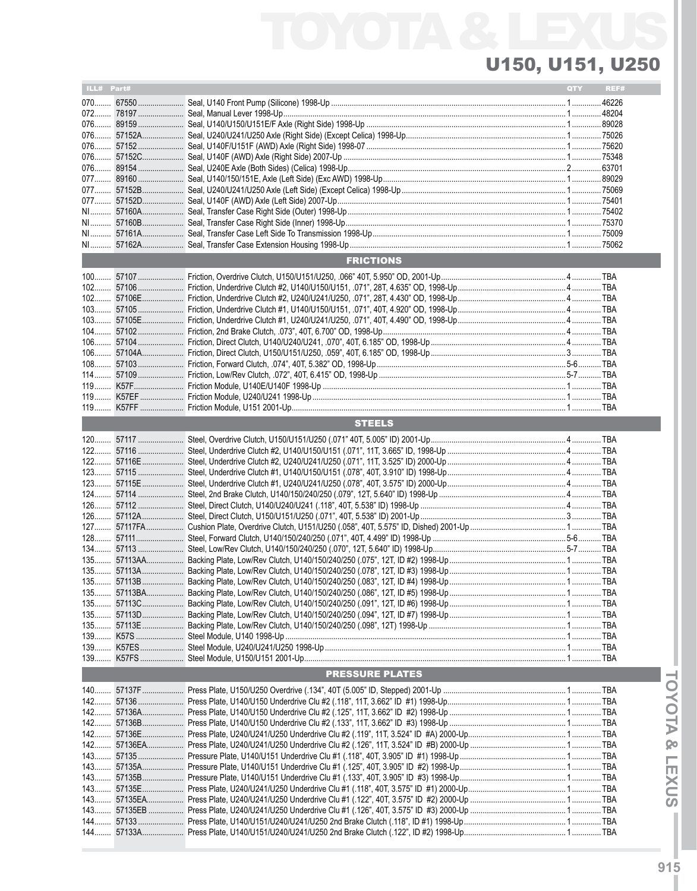# TOYOTA & LEXUS

## U150, U151, U250

| ILL# | Part# | | QTY | REF# |
|---|---|---|---|---|
| 070 | 67550 | Seal, U140 Front Pump (Silicone) 1998-Up | 1 | 46226 |
| 072 | 78197 | Seal, Manual Lever 1998-Up | 1 | 48204 |
| 076 | 89159 | Seal, U140/U150/U151E/F Axle (Right Side) 1998-Up | 1 | 89028 |
| 076 | 57152A | Seal, U240/U241/U250 Axle (Right Side) (Except Celica) 1998-Up | 1 | 75026 |
| 076 | 57152 | Seal, U140F/U151F (AWD) Axle (Right Side) 1998-07 | 1 | 75620 |
| 076 | 57152C | Seal, U140F (AWD) Axle (Right Side) 2007-Up | 1 | 75348 |
| 076 | 89154 | Seal, U240E Axle (Both Sides) (Celica) 1998-Up | 2 | 63701 |
| 077 | 89160 | Seal, U140/150/151E, Axle (Left Side) (Exc AWD) 1998-Up | 1 | 89029 |
| 077 | 57152B | Seal, U240/U241/U250 Axle (Left Side) (Except Celica) 1998-Up | 1 | 75069 |
| 077 | 57152D | Seal, U140F (AWD) Axle (Left Side) 2007-Up | 1 | 75401 |
| NI | 57160A | Seal, Transfer Case Right Side (Outer) 1998-Up | 1 | 75402 |
| NI | 57160B | Seal, Transfer Case Right Side (Inner) 1998-Up | 1 | 75370 |
| NI | 57161A | Seal, Transfer Case Left Side To Transmission 1998-Up | 1 | 75009 |
| NI | 57162A | Seal, Transfer Case Extension Housing 1998-Up | 1 | 75062 |
| | | **FRICTIONS** | | |
| 100 | 57107 | Friction, Overdrive Clutch, U150/U151/U250, .066" 40T, 5.950" OD, 2001-Up | 4 | TBA |
| 102 | 57106 | Friction, Underdrive Clutch #2, U140/U150/U151, .071", 28T, 4.635" OD, 1998-Up | 4 | TBA |
| 102 | 57106E | Friction, Underdrive Clutch #2, U240/U241/U250, .071", 28T, 4.430" OD, 1998-Up | 4 | TBA |
| 103 | 57105 | Friction, Underdrive Clutch #1, U140/U150/U151, .071", 40T, 4.920" OD, 1998-Up | 4 | TBA |
| 103 | 57105E | Friction, Underdrive Clutch #1, U240/U241/U250, .071", 40T, 4.490" OD, 1998-Up | 4 | TBA |
| 104 | 57102 | Friction, 2nd Brake Clutch, .073", 40T, 6.700" OD, 1998-Up | 4 | TBA |
| 106 | 57104 | Friction, Direct Clutch, U140/U240/U241, .070", 40T, 6.185" OD, 1998-Up | 4 | TBA |
| 106 | 57104A | Friction, Direct Clutch, U150/U151/U250, .059", 40T, 6.185" OD, 1998-Up | 3 | TBA |
| 108 | 57103 | Friction, Forward Clutch, .074", 40T, 5.382" OD, 1998-Up | 5-6 | TBA |
| 114 | 57109 | Friction, Low/Rev Clutch, .072", 40T, 6.415" OD, 1998-Up | 5-7 | TBA |
| 119 | K57F | Friction Module, U140E/U140F 1998-Up | 1 | TBA |
| 119 | K57EF | Friction Module, U240/U241 1998-Up | 1 | TBA |
| 119 | K57FF | Friction Module, U151 2001-Up | 1 | TBA |
| | | **STEELS** | | |
| 120 | 57117 | Steel, Overdrive Clutch, U150/U151/U250 (.071" 40T, 5.005" ID) 2001-Up | 4 | TBA |
| 122 | 57116 | Steel, Underdrive Clutch #2, U140/U150/U151 (.071", 11T, 3.665" ID, 1998-Up | 4 | TBA |
| 122 | 57116E | Steel, Underdrive Clutch #2, U240/U241/U250 (.071", 11T, 3.525" ID) 2000-Up | 4 | TBA |
| 123 | 57115 | Steel, Underdrive Clutch #1, U140/U150/U151 (.078", 40T, 3.910" ID) 1998-Up | 4 | TBA |
| 123 | 57115E | Steel, Underdrive Clutch #1, U240/U241/U250 (.078", 40T, 3.575" ID) 2000-Up | 4 | TBA |
| 124 | 57114 | Steel, 2nd Brake Clutch, U140/150/240/250 (.079", 12T, 5.640" ID) 1998-Up | 4 | TBA |
| 126 | 57112 | Steel, Direct Clutch, U140/U240/U241 (.118", 40T, 5.538" ID) 1998-Up | 4 | TBA |
| 126 | 57112A | Steel, Direct Clutch, U150/U151/U250 (.071", 40T, 5.538" ID) 2001-Up | 3 | TBA |
| 127 | 57117FA | Cushion Plate, Overdrive Clutch, U151/U250 (.058", 40T, 5.575" ID, Dished) 2001-Up | 1 | TBA |
| 128 | 57111 | Steel, Forward Clutch, U140/150/240/250 (.071", 40T, 4.499" ID) 1998-Up | 5-6 | TBA |
| 134 | 57113 | Steel, Low/Rev Clutch, U140/150/240/250 (.070", 12T, 5.640" ID) 1998-Up | 5-7 | TBA |
| 135 | 57113AA | Backing Plate, Low/Rev Clutch, U140/150/240/250 (.075", 12T, ID #2) 1998-Up | 1 | TBA |
| 135 | 57113A | Backing Plate, Low/Rev Clutch, U140/150/240/250 (.078", 12T, ID #3) 1998-Up | 1 | TBA |
| 135 | 57113B | Backing Plate, Low/Rev Clutch, U140/150/240/250 (.083", 12T, ID #4) 1998-Up | 1 | TBA |
| 135 | 57113BA | Backing Plate, Low/Rev Clutch, U140/150/240/250 (.086", 12T, ID #5) 1998-Up | 1 | TBA |
| 135 | 57113C | Backing Plate, Low/Rev Clutch, U140/150/240/250 (.091", 12T, ID #6) 1998-Up | 1 | TBA |
| 135 | 57113D | Backing Plate, Low/Rev Clutch, U140/150/240/250 (.094", 12T, ID #7) 1998-Up | 1 | TBA |
| 135 | 57113E | Backing Plate, Low/Rev Clutch, U140/150/240/250 (.098", 12T) 1998-Up | 1 | TBA |
| 139 | K57S | Steel Module, U140 1998-Up | 1 | TBA |
| 139 | K57ES | Steel Module, U240/U241/U250 1998-Up | 1 | TBA |
| 139 | K57FS | Steel Module, U150/U151 2001-Up | 1 | TBA |
| | | **PRESSURE PLATES** | | |
| 140 | 57137F | Press Plate, U150/U250 Overdrive (.134", 40T (5.005" ID, Stepped) 2001-Up | 1 | TBA |
| 142 | 57136 | Press Plate, U140/U150 Underdrive Clu #2 (.118", 11T, 3.662" ID #1) 1998-Up | 1 | TBA |
| 142 | 57136A | Press Plate, U140/U150 Underdrive Clu #2 (.125", 11T, 3.662" ID #2) 1998-Up | 1 | TBA |
| 142 | 57136B | Press Plate, U140/U150 Underdrive Clu #2 (.133", 11T, 3.662" ID #3) 1998-Up | 1 | TBA |
| 142 | 57136E | Press Plate, U240/U241/U250 Underdrive Clu #2 (.119", 11T, 3.524" ID #A) 2000-Up | 1 | TBA |
| 142 | 57136EA | Press Plate, U240/U241/U250 Underdrive Clu #2 (.126", 11T, 3.524" ID #B) 2000-Up | 1 | TBA |
| 143 | 57135 | Pressure Plate, U140/U151 Underdrive Clu #1 (.118", 40T, 3.905" ID #1) 1998-Up | 1 | TBA |
| 143 | 57135A | Pressure Plate, U140/U151 Underdrive Clu #1 (.125", 40T, 3.905" ID #2) 1998-Up | 1 | TBA |
| 143 | 57135B | Pressure Plate, U140/U151 Underdrive Clu #1 (.133", 40T, 3.905" ID #3) 1998-Up | 1 | TBA |
| 143 | 57135E | Press Plate, U240/U241/U250 Underdrive Clu #1 (.118", 40T, 3.575" ID #1) 2000-Up | 1 | TBA |
| 143 | 57135EA | Press Plate, U240/U241/U250 Underdrive Clu #1 (.122", 40T, 3.575" ID #2) 2000-Up | 1 | TBA |
| 143 | 57135EB | Press Plate, U240/U241/U250 Underdrive Clu #1 (.126", 40T, 3.575" ID #3) 2000-Up | 1 | TBA |
| 144 | 57133 | Press Plate, U140/U151/U240/U241/U250 2nd Brake Clutch (.118", ID #1) 1998-Up | 1 | TBA |
| 144 | 57133A | Press Plate, U140/U151/U240/U241/U250 2nd Brake Clutch (.122", ID #2) 1998-Up | 1 | TBA |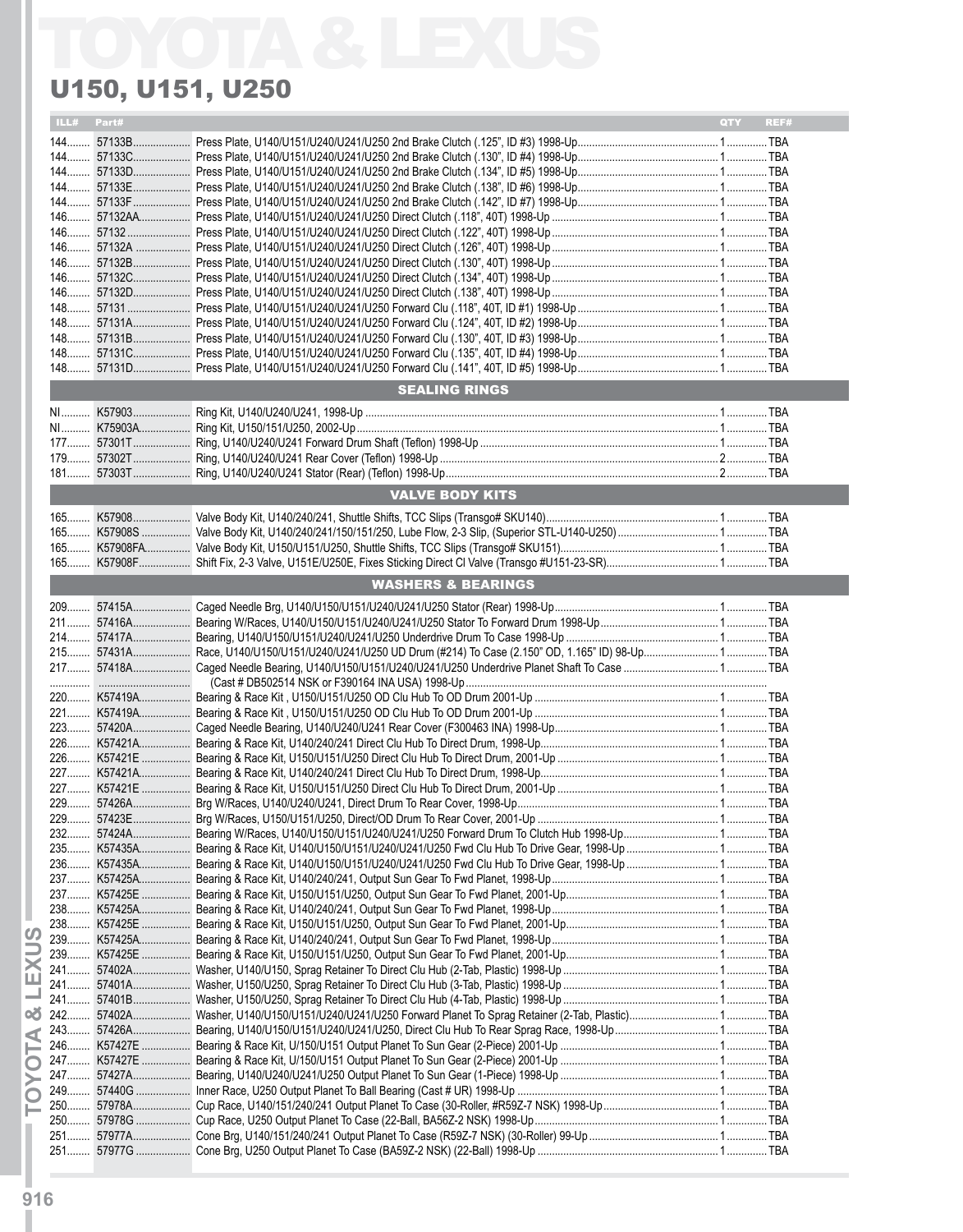# TOYOTA & LEXUS

## U150, U151, U250

| ILL# | Part# | | QTY | REF# |
|---|---|---|---|---|
| 144 | 57133B | Press Plate, U140/U151/U240/U241/U250 2nd Brake Clutch (.125", ID #3) 1998-Up | 1 | TBA |
| 144 | 57133C | Press Plate, U140/U151/U240/U241/U250 2nd Brake Clutch (.130", ID #4) 1998-Up | 1 | TBA |
| 144 | 57133D | Press Plate, U140/U151/U240/U241/U250 2nd Brake Clutch (.134", ID #5) 1998-Up | 1 | TBA |
| 144 | 57133E | Press Plate, U140/U151/U240/U241/U250 2nd Brake Clutch (.138", ID #6) 1998-Up | 1 | TBA |
| 144 | 57133F | Press Plate, U140/U151/U240/U241/U250 2nd Brake Clutch (.142", ID #7) 1998-Up | 1 | TBA |
| 146 | 57132AA | Press Plate, U140/U151/U240/U241/U250 Direct Clutch (.118", 40T) 1998-Up | 1 | TBA |
| 146 | 57132 | Press Plate, U140/U151/U240/U241/U250 Direct Clutch (.122", 40T) 1998-Up | 1 | TBA |
| 146 | 57132A | Press Plate, U140/U151/U240/U241/U250 Direct Clutch (.126", 40T) 1998-Up | 1 | TBA |
| 146 | 57132B | Press Plate, U140/U151/U240/U241/U250 Direct Clutch (.130", 40T) 1998-Up | 1 | TBA |
| 146 | 57132C | Press Plate, U140/U151/U240/U241/U250 Direct Clutch (.134", 40T) 1998-Up | 1 | TBA |
| 146 | 57132D | Press Plate, U140/U151/U240/U241/U250 Direct Clutch (.138", 40T) 1998-Up | 1 | TBA |
| 148 | 57131 | Press Plate, U140/U151/U240/U241/U250 Forward Clu (.118", 40T, ID #1) 1998-Up | 1 | TBA |
| 148 | 57131A | Press Plate, U140/U151/U240/U241/U250 Forward Clu (.124", 40T, ID #2) 1998-Up | 1 | TBA |
| 148 | 57131B | Press Plate, U140/U151/U240/U241/U250 Forward Clu (.130", 40T, ID #3) 1998-Up | 1 | TBA |
| 148 | 57131C | Press Plate, U140/U151/U240/U241/U250 Forward Clu (.135", 40T, ID #4) 1998-Up | 1 | TBA |
| 148 | 57131D | Press Plate, U140/U151/U240/U241/U250 Forward Clu (.141", 40T, ID #5) 1998-Up | 1 | TBA |
| | | **SEALING RINGS** | | |
| NI | K57903 | Ring Kit, U140/U240/U241, 1998-Up | 1 | TBA |
| NI | K75903A | Ring Kit, U150/151/U250, 2002-Up | 1 | TBA |
| 177 | 57301T | Ring, U140/U240/U241 Forward Drum Shaft (Teflon) 1998-Up | 1 | TBA |
| 179 | 57302T | Ring, U140/U240/U241 Rear Cover (Teflon) 1998-Up | 2 | TBA |
| 181 | 57303T | Ring, U140/U240/U241 Stator (Rear) (Teflon) 1998-Up | 2 | TBA |
| | | **VALVE BODY KITS** | | |
| 165 | K57908 | Valve Body Kit, U140/240/241, Shuttle Shifts, TCC Slips (Transgo# SKU140) | 1 | TBA |
| 165 | K57908S | Valve Body Kit, U140/240/241/150/151/250, Lube Flow, 2-3 Slip, (Superior STL-U140-U250) | 1 | TBA |
| 165 | K57908FA | Valve Body Kit, U150/U151/U250, Shuttle Shifts, TCC Slips (Transgo# SKU151) | 1 | TBA |
| 165 | K57908F | Shift Fix, 2-3 Valve, U151E/U250E, Fixes Sticking Direct Cl Valve (Transgo #U151-23-SR) | 1 | TBA |
| | | **WASHERS & BEARINGS** | | |
| 209 | 57415A | Caged Needle Brg, U140/U150/U151/U240/U241/U250 Stator (Rear) 1998-Up | 1 | TBA |
| 211 | 57416A | Bearing W/Races, U140/U150/U151/U240/U241/U250 Stator To Forward Drum 1998-Up | 1 | TBA |
| 214 | 57417A | Bearing, U140/U150/U151/U240/U241/U250 Underdrive Drum To Case 1998-Up | 1 | TBA |
| 215 | 57431A | Race, U140/U150/U151/U240/U241/U250 UD Drum (#214) To Case (2.150" OD, 1.165" ID) 98-Up | 1 | TBA |
| 217 | 57418A | Caged Needle Bearing, U140/U150/U151/U240/U241/U250 Underdrive Planet Shaft To Case | 1 | TBA |
| | | (Cast # DB502514 NSK or F390164 INA USA) 1998-Up | | |
| 220 | K57419A | Bearing & Race Kit , U150/U151/U250 OD Clu Hub To OD Drum 2001-Up | 1 | TBA |
| 221 | K57419A | Bearing & Race Kit , U150/U151/U250 OD Clu Hub To OD Drum 2001-Up | 1 | TBA |
| 223 | 57420A | Caged Needle Bearing, U140/U240/U241 Rear Cover (F300463 INA) 1998-Up | 1 | TBA |
| 226 | K57421A | Bearing & Race Kit, U140/240/241 Direct Clu Hub To Direct Drum, 1998-Up | 1 | TBA |
| 226 | K57421E | Bearing & Race Kit, U150/U151/U250 Direct Clu Hub To Direct Drum, 2001-Up | 1 | TBA |
| 227 | K57421A | Bearing & Race Kit, U140/240/241 Direct Clu Hub To Direct Drum, 1998-Up | 1 | TBA |
| 227 | K57421E | Bearing & Race Kit, U150/U151/U250 Direct Clu Hub To Direct Drum, 2001-Up | 1 | TBA |
| 229 | 57426A | Brg W/Races, U140/U240/U241, Direct Drum To Rear Cover, 1998-Up | 1 | TBA |
| 229 | 57423E | Brg W/Races, U150/U151/U250, Direct/OD Drum To Rear Cover, 2001-Up | 1 | TBA |
| 232 | 57424A | Bearing W/Races, U140/U150/U151/U240/U241/U250 Forward Drum To Clutch Hub 1998-Up | 1 | TBA |
| 235 | K57435A | Bearing & Race Kit, U140/U150/U151/U240/U241/U250 Fwd Clu Hub To Drive Gear, 1998-Up | 1 | TBA |
| 236 | K57435A | Bearing & Race Kit, U140/U150/U151/U240/U241/U250 Fwd Clu Hub To Drive Gear, 1998-Up | 1 | TBA |
| 237 | K57425A | Bearing & Race Kit, U140/240/241, Output Sun Gear To Fwd Planet, 1998-Up | 1 | TBA |
| 237 | K57425E | Bearing & Race Kit, U150/U151/U250, Output Sun Gear To Fwd Planet, 2001-Up | 1 | TBA |
| 238 | K57425A | Bearing & Race Kit, U140/240/241, Output Sun Gear To Fwd Planet, 1998-Up | 1 | TBA |
| 238 | K57425E | Bearing & Race Kit, U150/U151/U250, Output Sun Gear To Fwd Planet, 2001-Up | 1 | TBA |
| 239 | K57425A | Bearing & Race Kit, U140/240/241, Output Sun Gear To Fwd Planet, 1998-Up | 1 | TBA |
| 239 | K57425E | Bearing & Race Kit, U150/U151/U250, Output Sun Gear To Fwd Planet, 2001-Up | 1 | TBA |
| 241 | 57402A | Washer, U140/U150, Sprag Retainer To Direct Clu Hub (2-Tab, Plastic) 1998-Up | 1 | TBA |
| 241 | 57401A | Washer, U150/U250, Sprag Retainer To Direct Clu Hub (3-Tab, Plastic) 1998-Up | 1 | TBA |
| 241 | 57401B | Washer, U150/U250, Sprag Retainer To Direct Clu Hub (4-Tab, Plastic) 1998-Up | 1 | TBA |
| 242 | 57402A | Washer, U140/U150/U151/U240/U241/U250 Forward Planet To Sprag Retainer (2-Tab, Plastic) | 1 | TBA |
| 243 | 57426A | Bearing, U140/U150/U151/U240/U241/U250, Direct Clu Hub To Rear Sprag Race, 1998-Up | 1 | TBA |
| 246 | K57427E | Bearing & Race Kit, U/150/U151 Output Planet To Sun Gear (2-Piece) 2001-Up | 1 | TBA |
| 247 | K57427E | Bearing & Race Kit, U/150/U151 Output Planet To Sun Gear (2-Piece) 2001-Up | 1 | TBA |
| 247 | 57427A | Bearing, U140/U240/U241/U250 Output Planet To Sun Gear (1-Piece) 1998-Up | 1 | TBA |
| 249 | 57440G | Inner Race, U250 Output Planet To Ball Bearing (Cast # UR) 1998-Up | 1 | TBA |
| 250 | 57978A | Cup Race, U140/151/240/241 Output Planet To Case (30-Roller, #R59Z-7 NSK) 1998-Up | 1 | TBA |
| 250 | 57978G | Cup Race, U250 Output Planet To Case (22-Ball, BA56Z-2 NSK) 1998-Up | 1 | TBA |
| 251 | 57977A | Cone Brg, U140/151/240/241 Output Planet To Case (R59Z-7 NSK) (30-Roller) 99-Up | 1 | TBA |
| 251 | 57977G | Cone Brg, U250 Output Planet To Case (BA59Z-2 NSK) (22-Ball) 1998-Up | 1 | TBA |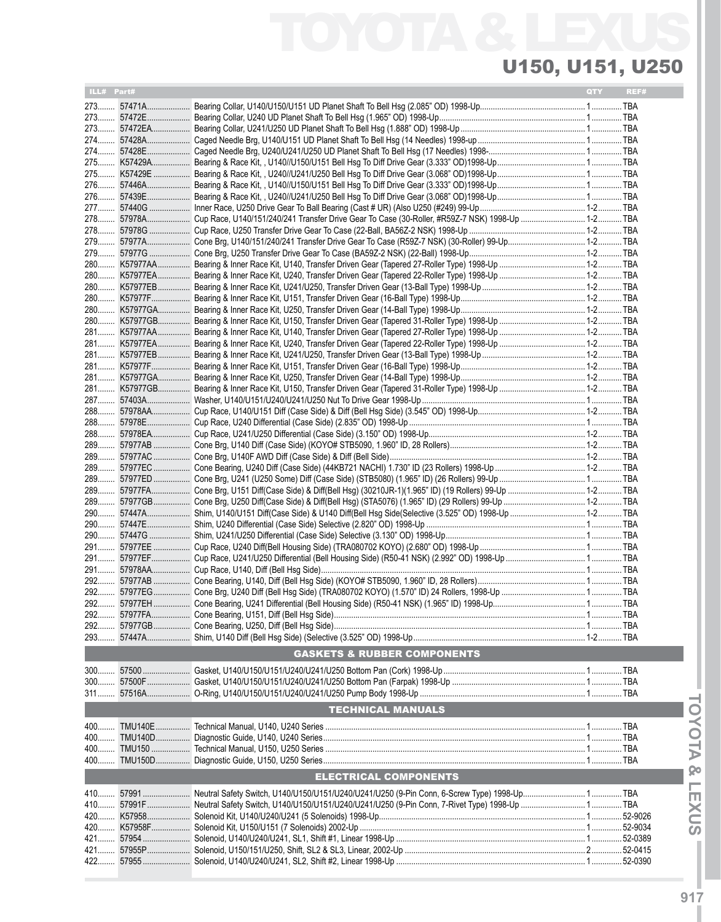# TOYOTA & LEXUS

## U150, U151, U250

| ILL# | Part# | | QTY | REF# |
|---|---|---|---|---|
| 273 | 57471A | Bearing Collar, U140/U150/U151 UD Planet Shaft To Bell Hsg (2.085" OD) 1998-Up | 1 | TBA |
| 273 | 57472E | Bearing Collar, U240 UD Planet Shaft To Bell Hsg (1.965" OD) 1998-Up | 1 | TBA |
| 273 | 57472EA | Bearing Collar, U241/U250 UD Planet Shaft To Bell Hsg (1.888" OD) 1998-Up | 1 | TBA |
| 274 | 57428A | Caged Needle Brg, U140/U151 UD Planet Shaft To Bell Hsg (14 Needles) 1998-up | 1 | TBA |
| 274 | 57428E | Caged Needle Brg, U240/U241/U250 UD Planet Shaft To Bell Hsg (17 Needles) 1998- | 1 | TBA |
| 275 | K57429A | Bearing & Race Kit, , U140//U150/U151 Bell Hsg To Diff Drive Gear (3.333" OD)1998-Up | 1 | TBA |
| 275 | K57429E | Bearing & Race Kit, , U240//U241/U250 Bell Hsg To Diff Drive Gear (3.068" OD)1998-Up | 1 | TBA |
| 276 | 57446A | Bearing & Race Kit, , U140//U150/U151 Bell Hsg To Diff Drive Gear (3.333" OD)1998-Up | 1 | TBA |
| 276 | 57439E | Bearing & Race Kit, , U240//U241/U250 Bell Hsg To Diff Drive Gear (3.068" OD)1998-Up | 1 | TBA |
| 277 | 57440G | Inner Race, U250 Drive Gear To Ball Bearing (Cast # UR) (Also U250 (#249) 99-Up | 1-2 | TBA |
| 278 | 57978A | Cup Race, U140/151/240/241 Transfer Drive Gear To Case (30-Roller, #R59Z-7 NSK) 1998-Up | 1-2 | TBA |
| 278 | 57978G | Cup Race, U250 Transfer Drive Gear To Case (22-Ball, BA56Z-2 NSK) 1998-Up | 1-2 | TBA |
| 279 | 57977A | Cone Brg, U140/151/240/241 Transfer Drive Gear To Case (R59Z-7 NSK) (30-Roller) 99-Up | 1-2 | TBA |
| 279 | 57977G | Cone Brg, U250 Transfer Drive Gear To Case (BA59Z-2 NSK) (22-Ball) 1998-Up | 1-2 | TBA |
| 280 | K57977AA | Bearing & Inner Race Kit, U140, Transfer Driven Gear (Tapered 27-Roller Type) 1998-Up | 1-2 | TBA |
| 280 | K57977EA | Bearing & Inner Race Kit, U240, Transfer Driven Gear (Tapered 22-Roller Type) 1998-Up | 1-2 | TBA |
| 280 | K57977EB | Bearing & Inner Race Kit, U241/U250, Transfer Driven Gear (13-Ball Type) 1998-Up | 1-2 | TBA |
| 280 | K57977F | Bearing & Inner Race Kit, U151, Transfer Driven Gear (16-Ball Type) 1998-Up | 1-2 | TBA |
| 280 | K57977GA | Bearing & Inner Race Kit, U250, Transfer Driven Gear (14-Ball Type) 1998-Up | 1-2 | TBA |
| 280 | K57977GB | Bearing & Inner Race Kit, U150, Transfer Driven Gear (Tapered 31-Roller Type) 1998-Up | 1-2 | TBA |
| 281 | K57977AA | Bearing & Inner Race Kit, U140, Transfer Driven Gear (Tapered 27-Roller Type) 1998-Up | 1-2 | TBA |
| 281 | K57977EA | Bearing & Inner Race Kit, U240, Transfer Driven Gear (Tapered 22-Roller Type) 1998-Up | 1-2 | TBA |
| 281 | K57977EB | Bearing & Inner Race Kit, U241/U250, Transfer Driven Gear (13-Ball Type) 1998-Up | 1-2 | TBA |
| 281 | K57977F | Bearing & Inner Race Kit, U151, Transfer Driven Gear (16-Ball Type) 1998-Up | 1-2 | TBA |
| 281 | K57977GA | Bearing & Inner Race Kit, U250, Transfer Driven Gear (14-Ball Type) 1998-Up | 1-2 | TBA |
| 281 | K57977GB | Bearing & Inner Race Kit, U150, Transfer Driven Gear (Tapered 31-Roller Type) 1998-Up | 1-2 | TBA |
| 287 | 57403A | Washer, U140/U151/U240/U241/U250 Nut To Drive Gear 1998-Up | 1 | TBA |
| 288 | 57978AA | Cup Race, U140/U151 Diff (Case Side) & Diff (Bell Hsg Side) (3.545" OD) 1998-Up | 1-2 | TBA |
| 288 | 57978E | Cup Race, U240 Differential (Case Side) (2.835" OD) 1998-Up | 1 | TBA |
| 288 | 57978EA | Cup Race, U241/U250 Differential (Case Side) (3.150" OD) 1998-Up | 1-2 | TBA |
| 289 | 57977AB | Cone Brg, U140 Diff (Case Side) (KOYO# STB5090, 1.960" ID, 28 Rollers) | 1-2 | TBA |
| 289 | 57977AC | Cone Brg, U140F AWD Diff (Case Side) & Diff (Bell Side) | 1-2 | TBA |
| 289 | 57977EC | Cone Bearing, U240 Diff (Case Side) (44KB721 NACHI) 1.730" ID (23 Rollers) 1998-Up | 1-2 | TBA |
| 289 | 57977ED | Cone Brg, U241 (U250 Some) Diff (Case Side) (STB5080) (1.965" ID) (26 Rollers) 99-Up | 1 | TBA |
| 289 | 57977FA | Cone Brg, U151 Diff(Case Side) & Diff(Bell Hsg) (30210JR-1)(1.965" ID) (19 Rollers) 99-Up | 1-2 | TBA |
| 289 | 57977GB | Cone Brg, U250 Diff(Case Side) & Diff(Bell Hsg) (STA5076) (1.965" ID) (29 Rollers) 99-Up | 1-2 | TBA |
| 290 | 57447A | Shim, U140/U151 Diff(Case Side) & U140 Diff(Bell Hsg Side(Selective (3.525" OD) 1998-Up | 1-2 | TBA |
| 290 | 57447E | Shim, U240 Differential (Case Side) Selective (2.820" OD) 1998-Up | 1 | TBA |
| 290 | 57447G | Shim, U241/U250 Differential (Case Side) Selective (3.130" OD) 1998-Up | 1 | TBA |
| 291 | 57977EE | Cup Race, U240 Diff(Bell Housing Side) (TRA080702 KOYO) (2.680" OD) 1998-Up | 1 | TBA |
| 291 | 57977EF | Cup Race, U241/U250 Differential (Bell Housing Side) (R50-41 NSK) (2.992" OD) 1998-Up | 1 | TBA |
| 291 | 57978AA | Cup Race, U140, Diff (Bell Hsg Side) | 1 | TBA |
| 292 | 57977AB | Cone Bearing, U140, Diff (Bell Hsg Side) (KOYO# STB5090, 1.960" ID, 28 Rollers) | 1 | TBA |
| 292 | 57977EG | Cone Brg, U240 Diff (Bell Hsg Side) (TRA080702 KOYO) (1.570" ID) 24 Rollers, 1998-Up | 1 | TBA |
| 292 | 57977EH | Cone Bearing, U241 Differential (Bell Housing Side) (R50-41 NSK) (1.965" ID) 1998-Up | 1 | TBA |
| 292 | 57977FA | Cone Bearing, U151, Diff (Bell Hsg Side) | 1 | TBA |
| 292 | 57977GB | Cone Bearing, U250, Diff (Bell Hsg Side) | 1 | TBA |
| 293 | 57447A | Shim, U140 Diff (Bell Hsg Side) (Selective (3.525" OD) 1998-Up | 1-2 | TBA |
| | | **GASKETS & RUBBER COMPONENTS** | | |
| 300 | 57500 | Gasket, U140/U150/U151/U240/U241/U250 Bottom Pan (Cork) 1998-Up | 1 | TBA |
| 300 | 57500F | Gasket, U140/U150/U151/U240/U241/U250 Bottom Pan (Farpak) 1998-Up | 1 | TBA |
| 311 | 57516A | O-Ring, U140/U150/U151/U240/U241/U250 Pump Body 1998-Up | 1 | TBA |
| | | **TECHNICAL MANUALS** | | |
| 400 | TMU140E | Technical Manual, U140, U240 Series | 1 | TBA |
| 400 | TMU140D | Diagnostic Guide, U140, U240 Series | 1 | TBA |
| 400 | TMU150 | Technical Manual, U150, U250 Series | 1 | TBA |
| 400 | TMU150D | Diagnostic Guide, U150, U250 Series | 1 | TBA |
| | | **ELECTRICAL COMPONENTS** | | |
| 410 | 57991 | Neutral Safety Switch, U140/U150/U151/U240/U241/U250 (9-Pin Conn, 6-Screw Type) 1998-Up | 1 | TBA |
| 410 | 57991F | Neutral Safety Switch, U140/U150/U151/U240/U241/U250 (9-Pin Conn, 7-Rivet Type) 1998-Up | 1 | TBA |
| 420 | K57958 | Solenoid Kit, U140/U240/U241 (5 Solenoids) 1998-Up | 1 | 52-9026 |
| 420 | K57958F | Solenoid Kit, U150/U151 (7 Solenoids) 2002-Up | 1 | 52-9034 |
| 421 | 57954 | Solenoid, U140/U240/U241, SL1, Shift #1, Linear 1998-Up | 1 | 52-0389 |
| 421 | 57955P | Solenoid, U150/151/U250, Shift, SL2 & SL3, Linear, 2002-Up | 2 | 52-0415 |
| 422 | 57955 | Solenoid, U140/U240/U241, SL2, Shift #2, Linear 1998-Up | 1 | 52-0390 |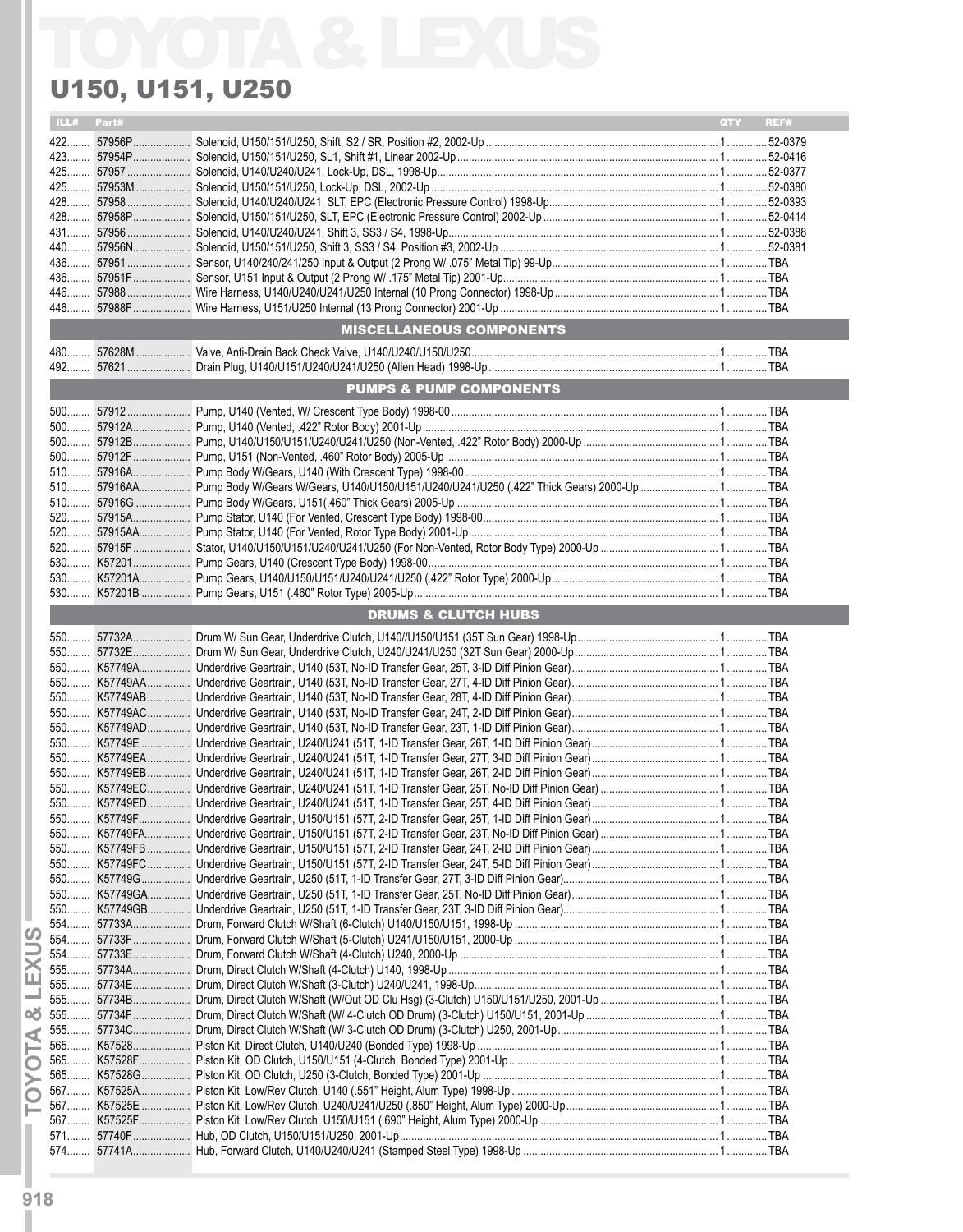# TOYOTA & LEXUS

## U150, U151, U250

| ILL# | Part# | Description | QTY | REF# |
|---|---|---|---|---|
| 422 | 57956P | Solenoid, U150/151/U250, Shift, S2 / SR, Position #2, 2002-Up | 1 | 52-0379 |
| 423 | 57954P | Solenoid, U150/151/U250, SL1, Shift #1, Linear 2002-Up | 1 | 52-0416 |
| 425 | 57957 | Solenoid, U140/U240/U241, Lock-Up, DSL, 1998-Up | 1 | 52-0377 |
| 425 | 57953M | Solenoid, U150/151/U250, Lock-Up, DSL, 2002-Up | 1 | 52-0380 |
| 428 | 57958 | Solenoid, U140/U240/U241, SLT, EPC (Electronic Pressure Control) 1998-Up | 1 | 52-0393 |
| 428 | 57958P | Solenoid, U150/151/U250, SLT, EPC (Electronic Pressure Control) 2002-Up | 1 | 52-0414 |
| 431 | 57956 | Solenoid, U140/U240/U241, Shift 3, SS3 / S4, 1998-Up | 1 | 52-0388 |
| 440 | 57956N | Solenoid, U150/151/U250, Shift 3, SS3 / S4, Position #3, 2002-Up | 1 | 52-0381 |
| 436 | 57951 | Sensor, U140/240/241/250 Input & Output (2 Prong W/ .075" Metal Tip) 99-Up | 1 | TBA |
| 436 | 57951F | Sensor, U151 Input & Output (2 Prong W/ .175" Metal Tip) 2001-Up | 1 | TBA |
| 446 | 57988 | Wire Harness, U140/U240/U241/U250 Internal (10 Prong Connector) 1998-Up | 1 | TBA |
| 446 | 57988F | Wire Harness, U151/U250 Internal (13 Prong Connector) 2001-Up | 1 | TBA |
| | | **MISCELLANEOUS COMPONENTS** | | |
| 480 | 57628M | Valve, Anti-Drain Back Check Valve, U140/U240/U150/U250 | 1 | TBA |
| 492 | 57621 | Drain Plug, U140/U151/U240/U241/U250 (Allen Head) 1998-Up | 1 | TBA |
| | | **PUMPS & PUMP COMPONENTS** | | |
| 500 | 57912 | Pump, U140 (Vented, W/ Crescent Type Body) 1998-00 | 1 | TBA |
| 500 | 57912A | Pump, U140 (Vented, .422" Rotor Body) 2001-Up | 1 | TBA |
| 500 | 57912B | Pump, U140/U150/U151/U240/U241/U250 (Non-Vented, .422" Rotor Body) 2000-Up | 1 | TBA |
| 500 | 57912F | Pump, U151 (Non-Vented, .460" Rotor Body) 2005-Up | 1 | TBA |
| 510 | 57916A | Pump Body W/Gears, U140 (With Crescent Type) 1998-00 | 1 | TBA |
| 510 | 57916AA | Pump Body W/Gears W/Gears, U140/U150/U151/U240/U241/U250 (.422" Thick Gears) 2000-Up | 1 | TBA |
| 510 | 57916G | Pump Body W/Gears, U151(.460" Thick Gears) 2005-Up | 1 | TBA |
| 520 | 57915A | Pump Stator, U140 (For Vented, Crescent Type Body) 1998-00 | 1 | TBA |
| 520 | 57915AA | Pump Stator, U140 (For Vented, Rotor Type Body) 2001-Up | 1 | TBA |
| 520 | 57915F | Stator, U140/U150/U151/U240/U241/U250 (For Non-Vented, Rotor Body Type) 2000-Up | 1 | TBA |
| 530 | K57201 | Pump Gears, U140 (Crescent Type Body) 1998-00 | 1 | TBA |
| 530 | K57201A | Pump Gears, U140/U150/U151/U240/U241/U250 (.422" Rotor Type) 2000-Up | 1 | TBA |
| 530 | K57201B | Pump Gears, U151 (.460" Rotor Type) 2005-Up | 1 | TBA |
| | | **DRUMS & CLUTCH HUBS** | | |
| 550 | 57732A | Drum W/ Sun Gear, Underdrive Clutch, U140//U150/U151 (35T Sun Gear) 1998-Up | 1 | TBA |
| 550 | 57732E | Drum W/ Sun Gear, Underdrive Clutch, U240/U241/U250 (32T Sun Gear) 2000-Up | 1 | TBA |
| 550 | K57749A | Underdrive Geartrain, U140 (53T, No-ID Transfer Gear, 25T, 3-ID Diff Pinion Gear) | 1 | TBA |
| 550 | K57749AA | Underdrive Geartrain, U140 (53T, No-ID Transfer Gear, 27T, 4-ID Diff Pinion Gear) | 1 | TBA |
| 550 | K57749AB | Underdrive Geartrain, U140 (53T, No-ID Transfer Gear, 28T, 4-ID Diff Pinion Gear) | 1 | TBA |
| 550 | K57749AC | Underdrive Geartrain, U140 (53T, No-ID Transfer Gear, 24T, 2-ID Diff Pinion Gear) | 1 | TBA |
| 550 | K57749AD | Underdrive Geartrain, U140 (53T, No-ID Transfer Gear, 23T, 1-ID Diff Pinion Gear) | 1 | TBA |
| 550 | K57749E | Underdrive Geartrain, U240/U241 (51T, 1-ID Transfer Gear, 26T, 1-ID Diff Pinion Gear) | 1 | TBA |
| 550 | K57749EA | Underdrive Geartrain, U240/U241 (51T, 1-ID Transfer Gear, 27T, 3-ID Diff Pinion Gear) | 1 | TBA |
| 550 | K57749EB | Underdrive Geartrain, U240/U241 (51T, 1-ID Transfer Gear, 26T, 2-ID Diff Pinion Gear) | 1 | TBA |
| 550 | K57749EC | Underdrive Geartrain, U240/U241 (51T, 1-ID Transfer Gear, 25T, No-ID Diff Pinion Gear) | 1 | TBA |
| 550 | K57749ED | Underdrive Geartrain, U240/U241 (51T, 1-ID Transfer Gear, 25T, 4-ID Diff Pinion Gear) | 1 | TBA |
| 550 | K57749F | Underdrive Geartrain, U150/U151 (57T, 2-ID Transfer Gear, 25T, 1-ID Diff Pinion Gear) | 1 | TBA |
| 550 | K57749FA | Underdrive Geartrain, U150/U151 (57T, 2-ID Transfer Gear, 23T, No-ID Diff Pinion Gear) | 1 | TBA |
| 550 | K57749FB | Underdrive Geartrain, U150/U151 (57T, 2-ID Transfer Gear, 24T, 2-ID Diff Pinion Gear) | 1 | TBA |
| 550 | K57749FC | Underdrive Geartrain, U150/U151 (57T, 2-ID Transfer Gear, 24T, 5-ID Diff Pinion Gear) | 1 | TBA |
| 550 | K57749G | Underdrive Geartrain, U250 (51T, 1-ID Transfer Gear, 27T, 3-ID Diff Pinion Gear) | 1 | TBA |
| 550 | K57749GA | Underdrive Geartrain, U250 (51T, 1-ID Transfer Gear, 25T, No-ID Diff Pinion Gear) | 1 | TBA |
| 550 | K57749GB | Underdrive Geartrain, U250 (51T, 1-ID Transfer Gear, 23T, 3-ID Diff Pinion Gear) | 1 | TBA |
| 554 | 57733A | Drum, Forward Clutch W/Shaft (6-Clutch) U140/U150/U151, 1998-Up | 1 | TBA |
| 554 | 57733F | Drum, Forward Clutch W/Shaft (5-Clutch) U241/U150/U151, 2000-Up | 1 | TBA |
| 554 | 57733E | Drum, Forward Clutch W/Shaft (4-Clutch) U240, 2000-Up | 1 | TBA |
| 555 | 57734A | Drum, Direct Clutch W/Shaft (4-Clutch) U140, 1998-Up | 1 | TBA |
| 555 | 57734E | Drum, Direct Clutch W/Shaft (3-Clutch) U240/U241, 1998-Up | 1 | TBA |
| 555 | 57734B | Drum, Direct Clutch W/Shaft (W/Out OD Clu Hsg) (3-Clutch) U150/U151/U250, 2001-Up | 1 | TBA |
| 555 | 57734F | Drum, Direct Clutch W/Shaft (W/ 4-Clutch OD Drum) (3-Clutch) U150/U151, 2001-Up | 1 | TBA |
| 555 | 57734C | Drum, Direct Clutch W/Shaft (W/ 3-Clutch OD Drum) (3-Clutch) U250, 2001-Up | 1 | TBA |
| 565 | K57528 | Piston Kit, Direct Clutch, U140/U240 (Bonded Type) 1998-Up | 1 | TBA |
| 565 | K57528F | Piston Kit, OD Clutch, U150/U151 (4-Clutch, Bonded Type) 2001-Up | 1 | TBA |
| 565 | K57528G | Piston Kit, OD Clutch, U250 (3-Clutch, Bonded Type) 2001-Up | 1 | TBA |
| 567 | K57525A | Piston Kit, Low/Rev Clutch, U140 (.551" Height, Alum Type) 1998-Up | 1 | TBA |
| 567 | K57525E | Piston Kit, Low/Rev Clutch, U240/U241/U250 (.850" Height, Alum Type) 2000-Up | 1 | TBA |
| 567 | K57525F | Piston Kit, Low/Rev Clutch, U150/U151 (.690" Height, Alum Type) 2000-Up | 1 | TBA |
| 571 | 57740F | Hub, OD Clutch, U150/U151/U250, 2001-Up | 1 | TBA |
| 574 | 57741A | Hub, Forward Clutch, U140/U240/U241 (Stamped Steel Type) 1998-Up | 1 | TBA |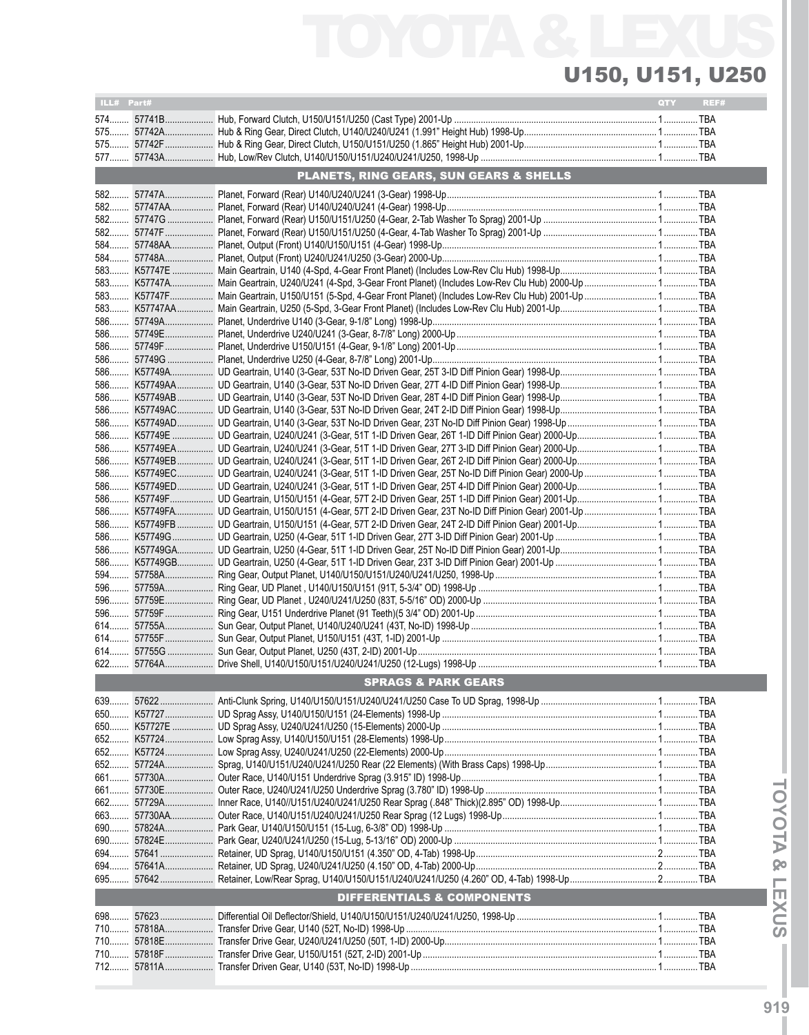# TOYOTA & LEXUS

## U150, U151, U250

| ILL# | Part# | | QTY | REF# |
|---|---|---|---|---|
| 574 | 57741B | Hub, Forward Clutch, U150/U151/U250 (Cast Type) 2001-Up | 1 | TBA |
| 575 | 57742A | Hub & Ring Gear, Direct Clutch, U140/U240/U241 (1.991" Height Hub) 1998-Up | 1 | TBA |
| 575 | 57742F | Hub & Ring Gear, Direct Clutch, U150/U151/U250 (1.865" Height Hub) 2001-Up | 1 | TBA |
| 577 | 57743A | Hub, Low/Rev Clutch, U140/U150/U151/U240/U241/U250, 1998-Up | 1 | TBA |
| | | **PLANETS, RING GEARS, SUN GEARS & SHELLS** | | |
| 582 | 57747A | Planet, Forward (Rear) U140/U240/U241 (3-Gear) 1998-Up | 1 | TBA |
| 582 | 57747AA | Planet, Forward (Rear) U140/U240/U241 (4-Gear) 1998-Up | 1 | TBA |
| 582 | 57747G | Planet, Forward (Rear) U150/U151/U250 (4-Gear, 2-Tab Washer To Sprag) 2001-Up | 1 | TBA |
| 582 | 57747F | Planet, Forward (Rear) U150/U151/U250 (4-Gear, 4-Tab Washer To Sprag) 2001-Up | 1 | TBA |
| 584 | 57748AA | Planet, Output (Front) U140/U150/U151 (4-Gear) 1998-Up | 1 | TBA |
| 584 | 57748A | Planet, Output (Front) U240/U241/U250 (3-Gear) 2000-Up | 1 | TBA |
| 583 | K57747E | Main Geartrain, U140 (4-Spd, 4-Gear Front Planet) (Includes Low-Rev Clu Hub) 1998-Up | 1 | TBA |
| 583 | K57747A | Main Geartrain, U240/U241 (4-Spd, 3-Gear Front Planet) (Includes Low-Rev Clu Hub) 2000-Up | 1 | TBA |
| 583 | K57747F | Main Geartrain, U150/U151 (5-Spd, 4-Gear Front Planet) (Includes Low-Rev Clu Hub) 2001-Up | 1 | TBA |
| 583 | K57747AA | Main Geartrain, U250 (5-Spd, 3-Gear Front Planet) (Includes Low-Rev Clu Hub) 2001-Up | 1 | TBA |
| 586 | 57749A | Planet, Underdrive U140 (3-Gear, 9-1/8" Long) 1998-Up | 1 | TBA |
| 586 | 57749E | Planet, Underdrive U240/U241 (3-Gear, 8-7/8" Long) 2000-Up | 1 | TBA |
| 586 | 57749F | Planet, Underdrive U150/U151 (4-Gear, 9-1/8" Long) 2001-Up | 1 | TBA |
| 586 | 57749G | Planet, Underdrive U250 (4-Gear, 8-7/8" Long) 2001-Up | 1 | TBA |
| 586 | K57749A | UD Geartrain, U140 (3-Gear, 53T No-ID Driven Gear, 25T 3-ID Diff Pinion Gear) 1998-Up | 1 | TBA |
| 586 | K57749AA | UD Geartrain, U140 (3-Gear, 53T No-ID Driven Gear, 27T 4-ID Diff Pinion Gear) 1998-Up | 1 | TBA |
| 586 | K57749AB | UD Geartrain, U140 (3-Gear, 53T No-ID Driven Gear, 28T 4-ID Diff Pinion Gear) 1998-Up | 1 | TBA |
| 586 | K57749AC | UD Geartrain, U140 (3-Gear, 53T No-ID Driven Gear, 24T 2-ID Diff Pinion Gear) 1998-Up | 1 | TBA |
| 586 | K57749AD | UD Geartrain, U140 (3-Gear, 53T No-ID Driven Gear, 23T No-ID Diff Pinion Gear) 1998-Up | 1 | TBA |
| 586 | K57749E | UD Geartrain, U240/U241 (3-Gear, 51T 1-ID Driven Gear, 26T 1-ID Diff Pinion Gear) 2000-Up | 1 | TBA |
| 586 | K57749EA | UD Geartrain, U240/U241 (3-Gear, 51T 1-ID Driven Gear, 27T 3-ID Diff Pinion Gear) 2000-Up | 1 | TBA |
| 586 | K57749EB | UD Geartrain, U240/U241 (3-Gear, 51T 1-ID Driven Gear, 26T 2-ID Diff Pinion Gear) 2000-Up | 1 | TBA |
| 586 | K57749EC | UD Geartrain, U240/U241 (3-Gear, 51T 1-ID Driven Gear, 25T No-ID Diff Pinion Gear) 2000-Up | 1 | TBA |
| 586 | K57749ED | UD Geartrain, U240/U241 (3-Gear, 51T 1-ID Driven Gear, 25T 4-ID Diff Pinion Gear) 2000-Up | 1 | TBA |
| 586 | K57749F | UD Geartrain, U150/U151 (4-Gear, 57T 2-ID Driven Gear, 25T 1-ID Diff Pinion Gear) 2001-Up | 1 | TBA |
| 586 | K57749FA | UD Geartrain, U150/U151 (4-Gear, 57T 2-ID Driven Gear, 23T No-ID Diff Pinion Gear) 2001-Up | 1 | TBA |
| 586 | K57749FB | UD Geartrain, U150/U151 (4-Gear, 57T 2-ID Driven Gear, 24T 2-ID Diff Pinion Gear) 2001-Up | 1 | TBA |
| 586 | K57749G | UD Geartrain, U250 (4-Gear, 51T 1-ID Driven Gear, 27T 3-ID Diff Pinion Gear) 2001-Up | 1 | TBA |
| 586 | K57749GA | UD Geartrain, U250 (4-Gear, 51T 1-ID Driven Gear, 25T No-ID Diff Pinion Gear) 2001-Up | 1 | TBA |
| 586 | K57749GB | UD Geartrain, U250 (4-Gear, 51T 1-ID Driven Gear, 23T 3-ID Diff Pinion Gear) 2001-Up | 1 | TBA |
| 594 | 57758A | Ring Gear, Output Planet, U140/U150/U151/U240/U241/U250, 1998-Up | 1 | TBA |
| 596 | 57759A | Ring Gear, UD Planet , U140/U150/U151 (91T, 5-3/4" OD) 1998-Up | 1 | TBA |
| 596 | 57759E | Ring Gear, UD Planet , U240/U241/U250 (83T, 5-5/16" OD) 2000-Up | 1 | TBA |
| 596 | 57759F | Ring Gear, U151 Underdrive Planet (91 Teeth)(5 3/4" OD) 2001-Up | 1 | TBA |
| 614 | 57755A | Sun Gear, Output Planet, U140/U240/U241 (43T, No-ID) 1998-Up | 1 | TBA |
| 614 | 57755F | Sun Gear, Output Planet, U150/U151 (43T, 1-ID) 2001-Up | 1 | TBA |
| 614 | 57755G | Sun Gear, Output Planet, U250 (43T, 2-ID) 2001-Up | 1 | TBA |
| 622 | 57764A | Drive Shell, U140/U150/U151/U240/U241/U250 (12-Lugs) 1998-Up | 1 | TBA |
| | | **SPRAGS & PARK GEARS** | | |
| 639 | 57622 | Anti-Clunk Spring, U140/U150/U151/U240/U241/U250 Case To UD Sprag, 1998-Up | 1 | TBA |
| 650 | K57727 | UD Sprag Assy, U140/U150/U151 (24-Elements) 1998-Up | 1 | TBA |
| 650 | K57727E | UD Sprag Assy, U240/U241/U250 (15-Elements) 2000-Up | 1 | TBA |
| 652 | K57724 | Low Sprag Assy, U140/U150/U151 (28-Elements) 1998-Up | 1 | TBA |
| 652 | K57724 | Low Sprag Assy, U240/U241/U250 (22-Elements) 2000-Up | 1 | TBA |
| 652 | 57724A | Sprag, U140/U151/U240/U241/U250 Rear (22 Elements) (With Brass Caps) 1998-Up | 1 | TBA |
| 661 | 57730A | Outer Race, U140/U151 Underdrive Sprag (3.915" ID) 1998-Up | 1 | TBA |
| 661 | 57730E | Outer Race, U240/U241/U250 Underdrive Sprag (3.780" ID) 1998-Up | 1 | TBA |
| 662 | 57729A | Inner Race, U140//U151/U240/U241/U250 Rear Sprag (.848" Thick)(2.895" OD) 1998-Up | 1 | TBA |
| 663 | 57730AA | Outer Race, U140/U151/U240/U241/U250 Rear Sprag (12 Lugs) 1998-Up | 1 | TBA |
| 690 | 57824A | Park Gear, U140/U150/U151 (15-Lug, 6-3/8" OD) 1998-Up | 1 | TBA |
| 690 | 57824E | Park Gear, U240/U241/U250 (15-Lug, 5-13/16" OD) 2000-Up | 1 | TBA |
| 694 | 57641 | Retainer, UD Sprag, U140/U150/U151 (4.350" OD, 4-Tab) 1998-Up | 2 | TBA |
| 694 | 57641A | Retainer, UD Sprag, U240/U241/U250 (4.150" OD, 4-Tab) 2000-Up | 2 | TBA |
| 695 | 57642 | Retainer, Low/Rear Sprag, U140/U150/U151/U240/U241/U250 (4.260" OD, 4-Tab) 1998-Up | 2 | TBA |
| | | **DIFFERENTIALS & COMPONENTS** | | |
| 698 | 57623 | Differential Oil Deflector/Shield, U140/U150/U151/U240/U241/U250, 1998-Up | 1 | TBA |
| 710 | 57818A | Transfer Drive Gear, U140 (52T, No-ID) 1998-Up | 1 | TBA |
| 710 | 57818E | Transfer Drive Gear, U240/U241/U250 (50T, 1-ID) 2000-Up | 1 | TBA |
| 710 | 57818F | Transfer Drive Gear, U150/U151 (52T, 2-ID) 2001-Up | 1 | TBA |
| 712 | 57811A | Transfer Driven Gear, U140 (53T, No-ID) 1998-Up | 1 | TBA |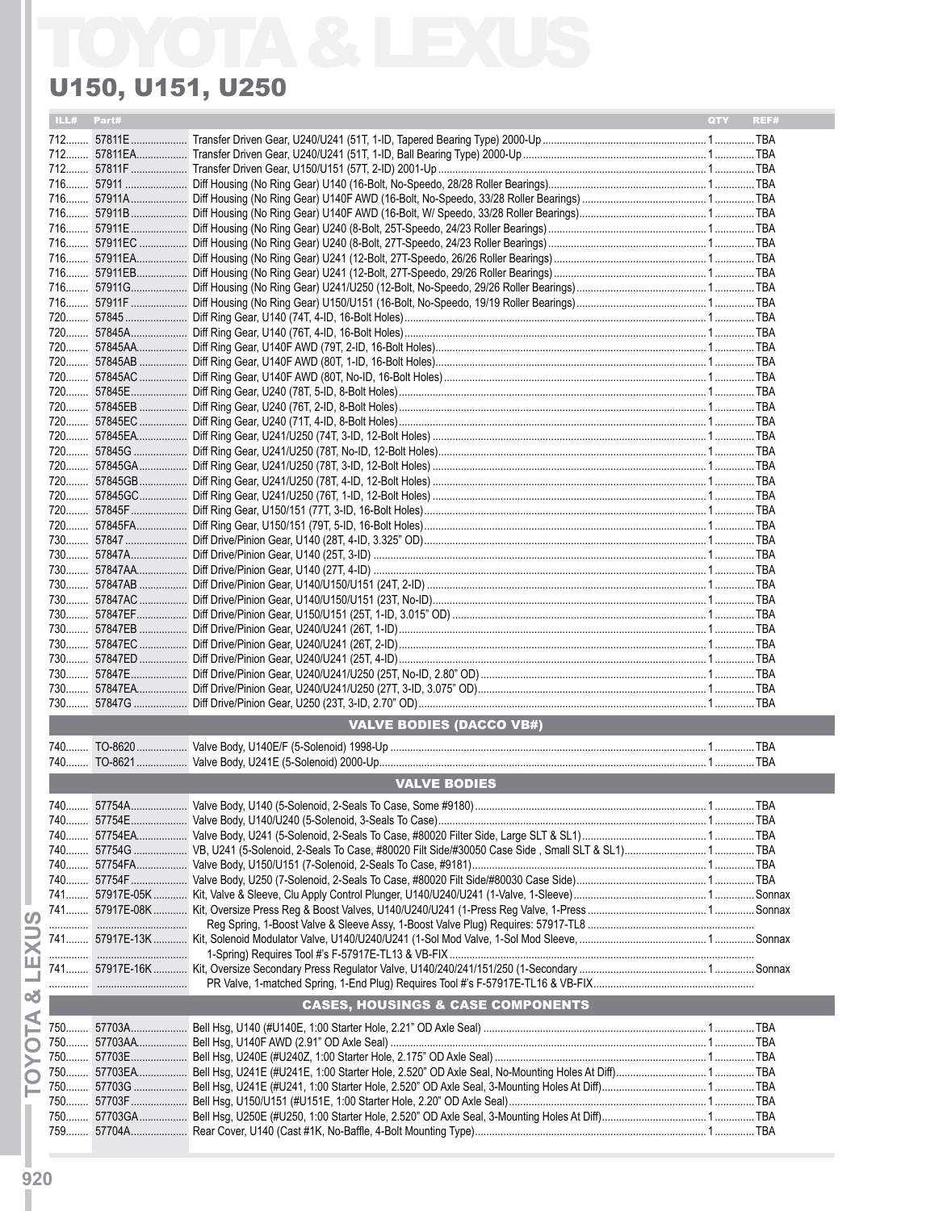# TOYOTA & LEXUS

## U150, U151, U250

| ILL# | Part# | | QTY | REF# |
|---|---|---|---|---|
| 712 | 57811E | Transfer Driven Gear, U240/U241 (51T, 1-ID, Tapered Bearing Type) 2000-Up | 1 | TBA |
| 712 | 57811EA | Transfer Driven Gear, U240/U241 (51T, 1-ID, Ball Bearing Type) 2000-Up | 1 | TBA |
| 712 | 57811F | Transfer Driven Gear, U150/U151 (57T, 2-ID) 2001-Up | 1 | TBA |
| 716 | 57911 | Diff Housing (No Ring Gear) U140 (16-Bolt, No-Speedo, 28/28 Roller Bearings) | 1 | TBA |
| 716 | 57911A | Diff Housing (No Ring Gear) U140F AWD (16-Bolt, No-Speedo, 33/28 Roller Bearings) | 1 | TBA |
| 716 | 57911B | Diff Housing (No Ring Gear) U140F AWD (16-Bolt, W/ Speedo, 33/28 Roller Bearings) | 1 | TBA |
| 716 | 57911E | Diff Housing (No Ring Gear) U240 (8-Bolt, 25T-Speedo, 24/23 Roller Bearings) | 1 | TBA |
| 716 | 57911EC | Diff Housing (No Ring Gear) U240 (8-Bolt, 27T-Speedo, 24/23 Roller Bearings) | 1 | TBA |
| 716 | 57911EA | Diff Housing (No Ring Gear) U241 (12-Bolt, 27T-Speedo, 26/26 Roller Bearings) | 1 | TBA |
| 716 | 57911EB | Diff Housing (No Ring Gear) U241 (12-Bolt, 27T-Speedo, 29/26 Roller Bearings) | 1 | TBA |
| 716 | 57911G | Diff Housing (No Ring Gear) U241/U250 (12-Bolt, No-Speedo, 29/26 Roller Bearings) | 1 | TBA |
| 716 | 57911F | Diff Housing (No Ring Gear) U150/U151 (16-Bolt, No-Speedo, 19/19 Roller Bearings) | 1 | TBA |
| 720 | 57845 | Diff Ring Gear, U140 (74T, 4-ID, 16-Bolt Holes) | 1 | TBA |
| 720 | 57845A | Diff Ring Gear, U140 (76T, 4-ID, 16-Bolt Holes) | 1 | TBA |
| 720 | 57845AA | Diff Ring Gear, U140F AWD (79T, 2-ID, 16-Bolt Holes) | 1 | TBA |
| 720 | 57845AB | Diff Ring Gear, U140F AWD (80T, 1-ID, 16-Bolt Holes) | 1 | TBA |
| 720 | 57845AC | Diff Ring Gear, U140F AWD (80T, No-ID, 16-Bolt Holes) | 1 | TBA |
| 720 | 57845E | Diff Ring Gear, U240 (78T, 5-ID, 8-Bolt Holes) | 1 | TBA |
| 720 | 57845EB | Diff Ring Gear, U240 (76T, 2-ID, 8-Bolt Holes) | 1 | TBA |
| 720 | 57845EC | Diff Ring Gear, U240 (71T, 4-ID, 8-Bolt Holes) | 1 | TBA |
| 720 | 57845EA | Diff Ring Gear, U241/U250 (74T, 3-ID, 12-Bolt Holes) | 1 | TBA |
| 720 | 57845G | Diff Ring Gear, U241/U250 (78T, No-ID, 12-Bolt Holes) | 1 | TBA |
| 720 | 57845GA | Diff Ring Gear, U241/U250 (78T, 3-ID, 12-Bolt Holes) | 1 | TBA |
| 720 | 57845GB | Diff Ring Gear, U241/U250 (78T, 4-ID, 12-Bolt Holes) | 1 | TBA |
| 720 | 57845GC | Diff Ring Gear, U241/U250 (76T, 1-ID, 12-Bolt Holes) | 1 | TBA |
| 720 | 57845F | Diff Ring Gear, U150/151 (77T, 3-ID, 16-Bolt Holes) | 1 | TBA |
| 720 | 57845FA | Diff Ring Gear, U150/151 (79T, 5-ID, 16-Bolt Holes) | 1 | TBA |
| 730 | 57847 | Diff Drive/Pinion Gear, U140 (28T, 4-ID, 3.325" OD) | 1 | TBA |
| 730 | 57847A | Diff Drive/Pinion Gear, U140 (25T, 3-ID) | 1 | TBA |
| 730 | 57847AA | Diff Drive/Pinion Gear, U140 (27T, 4-ID) | 1 | TBA |
| 730 | 57847AB | Diff Drive/Pinion Gear, U140/U150/U151 (24T, 2-ID) | 1 | TBA |
| 730 | 57847AC | Diff Drive/Pinion Gear, U140/U150/U151 (23T, No-ID) | 1 | TBA |
| 730 | 57847EF | Diff Drive/Pinion Gear, U150/U151 (25T, 1-ID, 3.015" OD) | 1 | TBA |
| 730 | 57847EB | Diff Drive/Pinion Gear, U240/U241 (26T, 1-ID) | 1 | TBA |
| 730 | 57847EC | Diff Drive/Pinion Gear, U240/U241 (26T, 2-ID) | 1 | TBA |
| 730 | 57847ED | Diff Drive/Pinion Gear, U240/U241 (25T, 4-ID) | 1 | TBA |
| 730 | 57847E | Diff Drive/Pinion Gear, U240/U241/U250 (25T, No-ID, 2.80" OD) | 1 | TBA |
| 730 | 57847EA | Diff Drive/Pinion Gear, U240/U241/U250 (27T, 3-ID, 3.075" OD) | 1 | TBA |
| 730 | 57847G | Diff Drive/Pinion Gear, U250 (23T, 3-ID, 2.70" OD) | 1 | TBA |
| | | **VALVE BODIES (DACCO VB#)** | | |
| 740 | TO-8620 | Valve Body, U140E/F (5-Solenoid) 1998-Up | 1 | TBA |
| 740 | TO-8621 | Valve Body, U241E (5-Solenoid) 2000-Up | 1 | TBA |
| | | **VALVE BODIES** | | |
| 740 | 57754A | Valve Body, U140 (5-Solenoid, 2-Seals To Case, Some #9180) | 1 | TBA |
| 740 | 57754E | Valve Body, U140/U240 (5-Solenoid, 3-Seals To Case) | 1 | TBA |
| 740 | 57754EA | Valve Body, U241 (5-Solenoid, 2-Seals To Case, #80020 Filter Side, Large SLT & SL1) | 1 | TBA |
| 740 | 57754G | VB, U241 (5-Solenoid, 2-Seals To Case, #80020 Filt Side/#30050 Case Side , Small SLT & SL1) | 1 | TBA |
| 740 | 57754FA | Valve Body, U150/U151 (7-Solenoid, 2-Seals To Case, #9181) | 1 | TBA |
| 740 | 57754F | Valve Body, U250 (7-Solenoid, 2-Seals To Case, #80020 Filt Side/#80030 Case Side) | 1 | TBA |
| 741 | 57917E-05K | Kit, Valve & Sleeve, Clu Apply Control Plunger, U140/U240/U241 (1-Valve, 1-Sleeve) | 1 | Sonnax |
| 741 | 57917E-08K | Kit, Oversize Press Reg & Boost Valves, U140/U240/U241 (1-Press Reg Valve, 1-Press Reg Spring, 1-Boost Valve & Sleeve Assy, 1-Boost Valve Plug) Requires: 57917-TL8 | 1 | Sonnax |
| 741 | 57917E-13K | Kit, Solenoid Modulator Valve, U140/U240/U241 (1-Sol Mod Valve, 1-Sol Mod Sleeve, 1-Spring) Requires Tool #'s F-57917E-TL13 & VB-FIX | 1 | Sonnax |
| 741 | 57917E-16K | Kit, Oversize Secondary Press Regulator Valve, U140/240/241/151/250 (1-Secondary PR Valve, 1-matched Spring, 1-End Plug) Requires Tool #'s F-57917E-TL16 & VB-FIX | 1 | Sonnax |
| | | **CASES, HOUSINGS & CASE COMPONENTS** | | |
| 750 | 57703A | Bell Hsg, U140 (#U140E, 1:00 Starter Hole, 2.21" OD Axle Seal) | 1 | TBA |
| 750 | 57703AA | Bell Hsg, U140F AWD (2.91" OD Axle Seal) | 1 | TBA |
| 750 | 57703E | Bell Hsg, U240E (#U240Z, 1:00 Starter Hole, 2.175" OD Axle Seal) | 1 | TBA |
| 750 | 57703EA | Bell Hsg, U241E (#U241E, 1:00 Starter Hole, 2.520" OD Axle Seal, No-Mounting Holes At Diff) | 1 | TBA |
| 750 | 57703G | Bell Hsg, U241E (#U241, 1:00 Starter Hole, 2.520" OD Axle Seal, 3-Mounting Holes At Diff) | 1 | TBA |
| 750 | 57703F | Bell Hsg, U150/U151 (#U151E, 1:00 Starter Hole, 2.20" OD Axle Seal) | 1 | TBA |
| 750 | 57703GA | Bell Hsg, U250E (#U250, 1:00 Starter Hole, 2.520" OD Axle Seal, 3-Mounting Holes At Diff) | 1 | TBA |
| 759 | 57704A | Rear Cover, U140 (Cast #1K, No-Baffle, 4-Bolt Mounting Type) | 1 | TBA |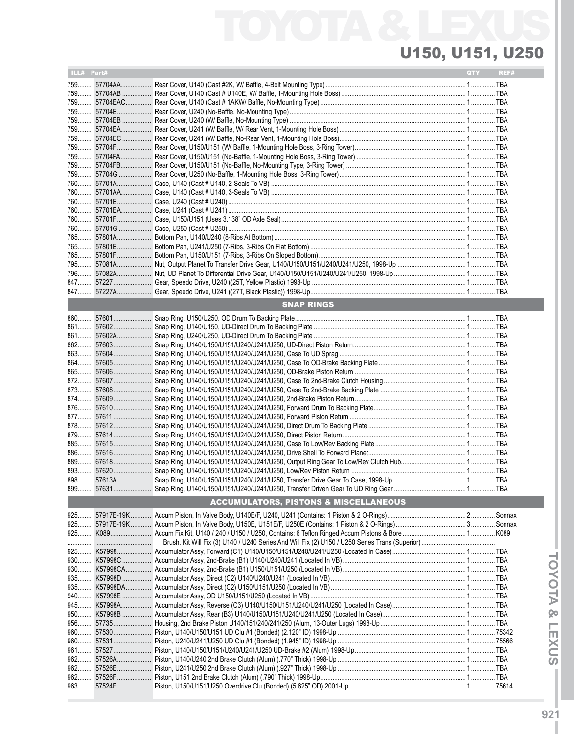# TOYOTA & LEXUS

## U150, U151, U250

| ILL# | Part# | | QTY | REF# |
|---|---|---|---|---|
| 759 | 57704AA | Rear Cover, U140 (Cast #2K, W/ Baffle, 4-Bolt Mounting Type) | 1 | TBA |
| 759 | 57704AB | Rear Cover, U140 (Cast # U140E, W/ Baffle, 1-Mounting Hole Boss) | 1 | TBA |
| 759 | 57704EAC | Rear Cover, U140 (Cast # 1AKW/ Baffle, No-Mounting Type) | 1 | TBA |
| 759 | 57704E | Rear Cover, U240 (No-Baffle, No-Mounting Type) | 1 | TBA |
| 759 | 57704EB | Rear Cover, U240 (W/ Baffle, No-Mounting Type) | 1 | TBA |
| 759 | 57704EA | Rear Cover, U241 (W/ Baffle, W/ Rear Vent, 1-Mounting Hole Boss) | 1 | TBA |
| 759 | 57704EC | Rear Cover, U241 (W/ Baffle, No-Rear Vent, 1-Mounting Hole Boss) | 1 | TBA |
| 759 | 57704F | Rear Cover, U150/U151 (W/ Baffle, 1-Mounting Hole Boss, 3-Ring Tower) | 1 | TBA |
| 759 | 57704FA | Rear Cover, U150/U151 (No-Baffle, 1-Mounting Hole Boss, 3-Ring Tower) | 1 | TBA |
| 759 | 57704FB | Rear Cover, U150/U151 (No-Baffle, No-Mounting Type, 3-Ring Tower) | 1 | TBA |
| 759 | 57704G | Rear Cover, U250 (No-Baffle, 1-Mounting Hole Boss, 3-Ring Tower) | 1 | TBA |
| 760 | 57701A | Case, U140 (Cast # U140, 2-Seals To VB) | 1 | TBA |
| 760 | 57701AA | Case, U140 (Cast # U140, 3-Seals To VB) | 1 | TBA |
| 760 | 57701E | Case, U240 (Cast # U240) | 1 | TBA |
| 760 | 57701EA | Case, U241 (Cast # U241) | 1 | TBA |
| 760 | 57701F | Case, U150/U151 (Uses 3.138" OD Axle Seal) | 1 | TBA |
| 760 | 57701G | Case, U250 (Cast # U250) | 1 | TBA |
| 765 | 57801A | Bottom Pan, U140/U240 (8-Ribs At Bottom) | 1 | TBA |
| 765 | 57801E | Bottom Pan, U241/U250 (7-Ribs, 3-Ribs On Flat Bottom) | 1 | TBA |
| 765 | 57801F | Bottom Pan, U150/U151 (7-Ribs, 3-Ribs On Sloped Bottom) | 1 | TBA |
| 795 | 57081A | Nut, Output Planet To Transfer Drive Gear, U140/U150/U151/U240/U241/U250, 1998-Up | 1 | TBA |
| 796 | 57082A | Nut, UD Planet To Differential Drive Gear, U140/U150/U151/U240/U241/U250, 1998-Up | 1 | TBA |
| 847 | 57227 | Gear, Speedo Drive, U240 ((25T, Yellow Plastic) 1998-Up | 1 | TBA |
| 847 | 57227A | Gear, Speedo Drive, U241 ((27T, Black Plastic)) 1998-Up | 1 | TBA |
| | | **SNAP RINGS** | | |
| 860 | 57601 | Snap Ring, U150/U250, OD Drum To Backing Plate | 1 | TBA |
| 861 | 57602 | Snap Ring, U140/U150, UD-Direct Drum To Backing Plate | 1 | TBA |
| 861 | 57602A | Snap Ring, U240/U250, UD-Direct Drum To Backing Plate | 1 | TBA |
| 862 | 57603 | Snap Ring, U140/U150/U151/U240/U241/U250, UD-Direct Piston Return | 1 | TBA |
| 863 | 57604 | Snap Ring, U140/U150/U151/U240/U241/U250, Case To UD Sprag | 1 | TBA |
| 864 | 57605 | Snap Ring, U140/U150/U151/U240/U241/U250, Case To OD-Brake Backing Plate | 1 | TBA |
| 865 | 57606 | Snap Ring, U140/U150/U151/U240/U241/U250, OD-Brake Piston Return | 1 | TBA |
| 872 | 57607 | Snap Ring, U140/U150/U151/U240/U241/U250, Case To 2nd-Brake Clutch Housing | 1 | TBA |
| 873 | 57608 | Snap Ring, U140/U150/U151/U240/U241/U250, Case To 2nd-Brake Backing Plate | 1 | TBA |
| 874 | 57609 | Snap Ring, U140/U150/U151/U240/U241/U250, 2nd-Brake Piston Return | 1 | TBA |
| 876 | 57610 | Snap Ring, U140/U150/U151/U240/U241/U250, Forward Drum To Backing Plate | 1 | TBA |
| 877 | 57611 | Snap Ring, U140/U150/U151/U240/U241/U250, Forward Piston Return | 1 | TBA |
| 878 | 57612 | Snap Ring, U140/U150/U151/U240/U241/U250, Direct Drum To Backing Plate | 1 | TBA |
| 879 | 57614 | Snap Ring, U140/U150/U151/U240/U241/U250, Direct Piston Return | 1 | TBA |
| 885 | 57615 | Snap Ring, U140/U150/U151/U240/U241/U250, Case To Low/Rev Backing Plate | 1 | TBA |
| 886 | 57616 | Snap Ring, U140/U150/U151/U240/U241/U250, Drive Shell To Forward Planet | 1 | TBA |
| 889 | 67618 | Snap Ring, U140/U150/U151/U240/U241/U250, Output Ring Gear To Low/Rev Clutch Hub | 1 | TBA |
| 893 | 57620 | Snap Ring, U140/U150/U151/U240/U241/U250, Low/Rev Piston Return | 1 | TBA |
| 898 | 57613A | Snap Ring, U140/U150/U151/U240/U241/U250, Transfer Drive Gear To Case, 1998-Up | 1 | TBA |
| 899 | 57631 | Snap Ring, U140/U150/U151/U240/U241/U250, Transfer Driven Gear To UD Ring Gear | 1 | TBA |
| | | **ACCUMULATORS, PISTONS & MISCELLANEOUS** | | |
| 925 | 57917E-19K | Accum Piston, In Valve Body, U140E/F, U240, U241 (Contains: 1 Piston & 2 O-Rings) | 2 | Sonnax |
| 925 | 57917E-19K | Accum Piston, In Valve Body, U150E, U151E/F, U250E (Contains: 1 Piston & 2 O-Rings) | 3 | Sonnax |
| 925 | K089 | Accum Fix Kit, U140 / 240 / U150 / U250, Contains: 6 Teflon Ringed Accum Pistons & Bore | 1 | K089 |
| | | Brush. Kit Will Fix (3) U140 / U240 Series And Will Fix (2) U150 / U250 Series Trans (Superior) | | |
| 925 | K57998 | Accumulator Assy, Forward (C1) U140/U150/U151/U240/U241/U250 (Located In Case) | 1 | TBA |
| 930 | K57998C | Accumulator Assy, 2nd-Brake (B1) U140/U240/U241 (Located In VB) | 1 | TBA |
| 930 | K57998CA | Accumulator Assy, 2nd-Brake (B1) U150/U151/U250 (Located In VB) | 1 | TBA |
| 935 | K57998D | Accumulator Assy, Direct (C2) U140/U240/U241 (Located In VB) | 1 | TBA |
| 935 | K57998DA | Accumulator Assy, Direct (C2) U150/U151/U250 (Located In VB) | 1 | TBA |
| 940 | K57998E | Accumulator Assy, OD U150/U151/U250 (Located In VB) | 1 | TBA |
| 945 | K57998A | Accumulator Assy, Reverse (C3) U140/U150/U151/U240/U241/U250 (Located In Case) | 1 | TBA |
| 950 | K57998B | Accumulator Assy, Rear (B3) U140/U150/U151/U240/U241/U250 (Located In Case) | 1 | TBA |
| 956 | 57735 | Housing, 2nd Brake Piston U140/151/240/241/250 (Alum, 13-Outer Lugs) 1998-Up | 1 | TBA |
| 960 | 57530 | Piston, U140/U150/U151 UD Clu #1 (Bonded) (2.120" ID) 1998-Up | 1 | 75342 |
| 960 | 57531 | Piston, U240/U241/U250 UD Clu #1 (Bonded) (1.945" ID) 1998-Up | 1 | 75566 |
| 961 | 57527 | Piston, U140/U150/U151/U240/U241/U250 UD-Brake #2 (Alum) 1998-Up | 1 | TBA |
| 962 | 57526A | Piston, U140/U240 2nd Brake Clutch (Alum) (.770" Thick) 1998-Up | 1 | TBA |
| 962 | 57526E | Piston, U241/U250 2nd Brake Clutch (Alum) (.927" Thick) 1998-Up | 1 | TBA |
| 962 | 57526F | Piston, U151 2nd Brake Clutch (Alum) (.790" Thick) 1998-Up | 1 | TBA |
| 963 | 57524F | Piston, U150/U151/U250 Overdrive Clu (Bonded) (5.625" OD) 2001-Up | 1 | 75614 |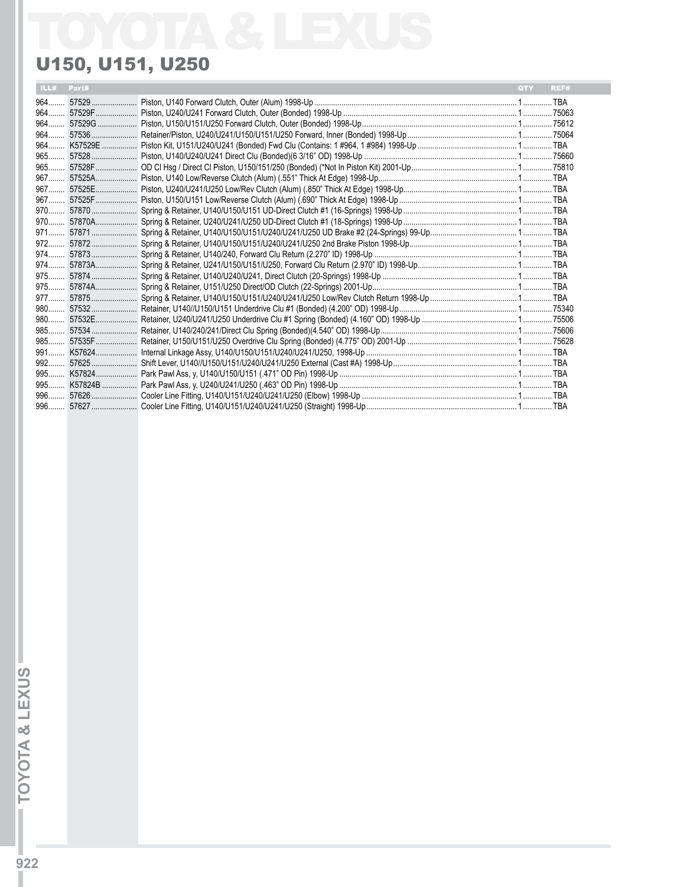# TOYOTA & LEXUS

## U150, U151, U250

| ILL# | Part# | | QTY | REF# |
|---|---|---|---|---|
| 964 | 57529 | Piston, U140 Forward Clutch, Outer (Alum) 1998-Up | 1 | TBA |
| 964 | 57529F | Piston, U240/U241 Forward Clutch, Outer (Bonded) 1998-Up | 1 | 75063 |
| 964 | 57529G | Piston, U150/U151/U250 Forward Clutch, Outer (Bonded) 1998-Up | 1 | 75612 |
| 964 | 57536 | Retainer/Piston, U240/U241/U150/U151/U250 Forward, Inner (Bonded) 1998-Up | 1 | 75064 |
| 964 | K57529E | Piston Kit, U151/U240/U241 (Bonded) Fwd Clu (Contains: 1 #964, 1 #984) 1998-Up | 1 | TBA |
| 965 | 57528 | Piston, U140/U240/U241 Direct Clu (Bonded)(6 3/16" OD) 1998-Up | 1 | 75660 |
| 965 | 57528F | OD Cl Hsg / Direct Cl Piston, U150/151/250 (Bonded) (*Not In Piston Kit) 2001-Up | 1 | 75810 |
| 967 | 57525A | Piston, U140 Low/Reverse Clutch (Alum) (.551" Thick At Edge) 1998-Up | 1 | TBA |
| 967 | 57525E | Piston, U240/U241/U250 Low/Rev Clutch (Alum) (.850" Thick At Edge) 1998-Up | 1 | TBA |
| 967 | 57525F | Piston, U150/U151 Low/Reverse Clutch (Alum) (.690" Thick At Edge) 1998-Up | 1 | TBA |
| 970 | 57870 | Spring & Retainer, U140/U150/U151 UD-Direct Clutch #1 (16-Springs) 1998-Up | 1 | TBA |
| 970 | 57870A | Spring & Retainer, U240/U241/U250 UD-Direct Clutch #1 (18-Springs) 1998-Up | 1 | TBA |
| 971 | 57871 | Spring & Retainer, U140/U150/U151/U240/U241/U250 UD Brake #2 (24-Springs) 99-Up | 1 | TBA |
| 972 | 57872 | Spring & Retainer, U140/U150/U151/U240/U241/U250 2nd Brake Piston 1998-Up | 1 | TBA |
| 974 | 57873 | Spring & Retainer, U140/240, Forward Clu Return (2.270" ID) 1998-Up | 1 | TBA |
| 974 | 57873A | Spring & Retainer, U241/U150/U151/U250, Forward Clu Return (2.970" ID) 1998-Up | 1 | TBA |
| 975 | 57874 | Spring & Retainer, U140/U240/U241, Direct Clutch (20-Springs) 1998-Up | 1 | TBA |
| 975 | 57874A | Spring & Retainer, U151/U250 Direct/OD Clutch (22-Springs) 2001-Up | 1 | TBA |
| 977 | 57875 | Spring & Retainer, U140/U150/U151/U240/U241/U250 Low/Rev Clutch Return 1998-Up | 1 | TBA |
| 980 | 57532 | Retainer, U140//U150/U151 Underdrive Clu #1 (Bonded) (4.200" OD) 1998-Up | 1 | 75340 |
| 980 | 57532E | Retainer, U240/U241/U250 Underdrive Clu #1 Spring (Bonded) (4.160" OD) 1998-Up | 1 | 75506 |
| 985 | 57534 | Retainer, U140/240/241/Direct Clu Spring (Bonded)(4.540" OD) 1998-Up | 1 | 75606 |
| 985 | 57535F | Retainer, U150/U151/U250 Overdrive Clu Spring (Bonded) (4.775" OD) 2001-Up | 1 | 75628 |
| 991 | K57624 | Internal Linkage Assy, U140/U150/U151/U240/U241/U250, 1998-Up | 1 | TBA |
| 992 | 57625 | Shift Lever, U140//U150/U151/U240/U241/U250 External (Cast #A) 1998-Up | 1 | TBA |
| 995 | K57824 | Park Pawl Ass, y, U140/U150/U151 (.471" OD Pin) 1998-Up | 1 | TBA |
| 995 | K57824B | Park Pawl Ass, y, U240/U241/U250 (.463" OD Pin) 1998-Up | 1 | TBA |
| 996 | 57626 | Cooler Line Fitting, U140/U151/U240/U241/U250 (Elbow) 1998-Up | 1 | TBA |
| 996 | 57627 | Cooler Line Fitting, U140/U151/U240/U241/U250 (Straight) 1998-Up | 1 | TBA |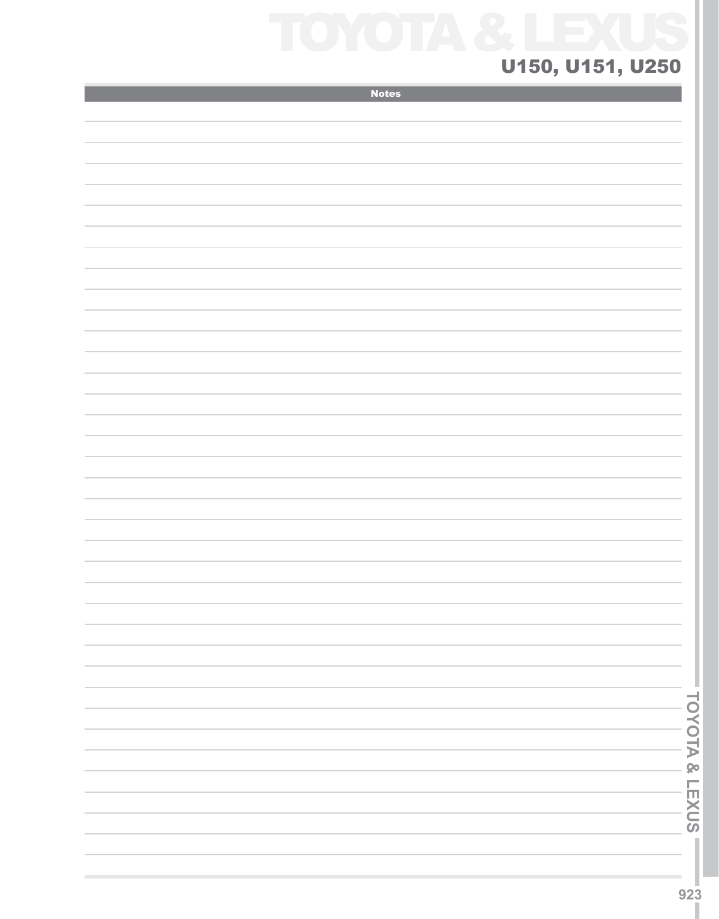## Notes